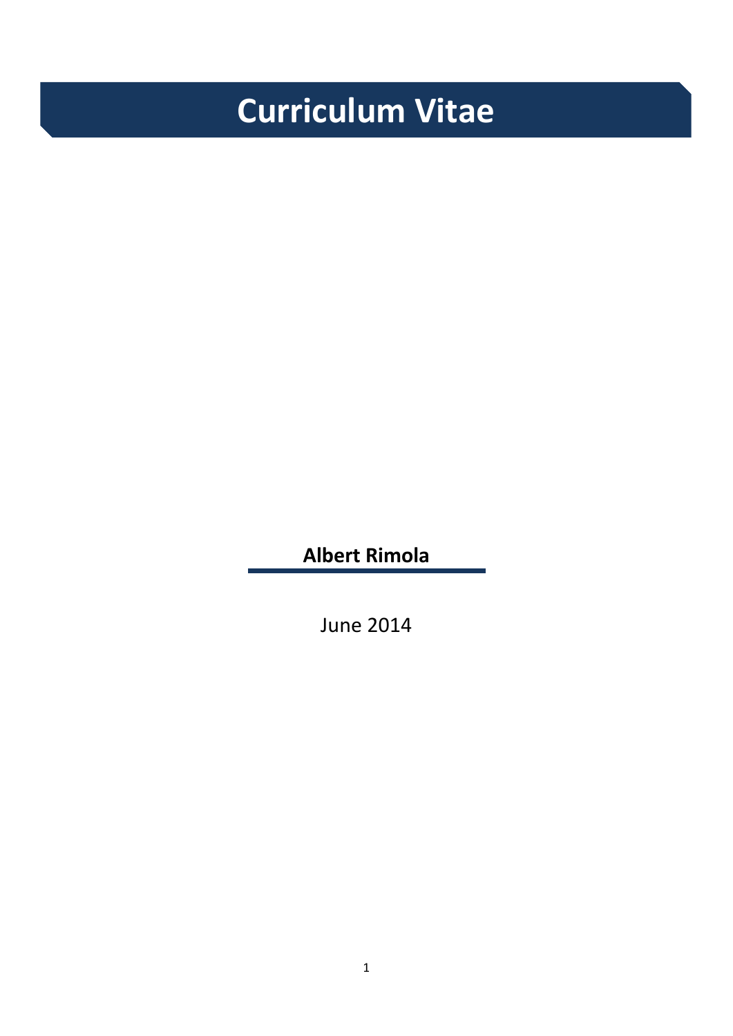# Curriculum Vitae

**Albert Rimola**

June 2014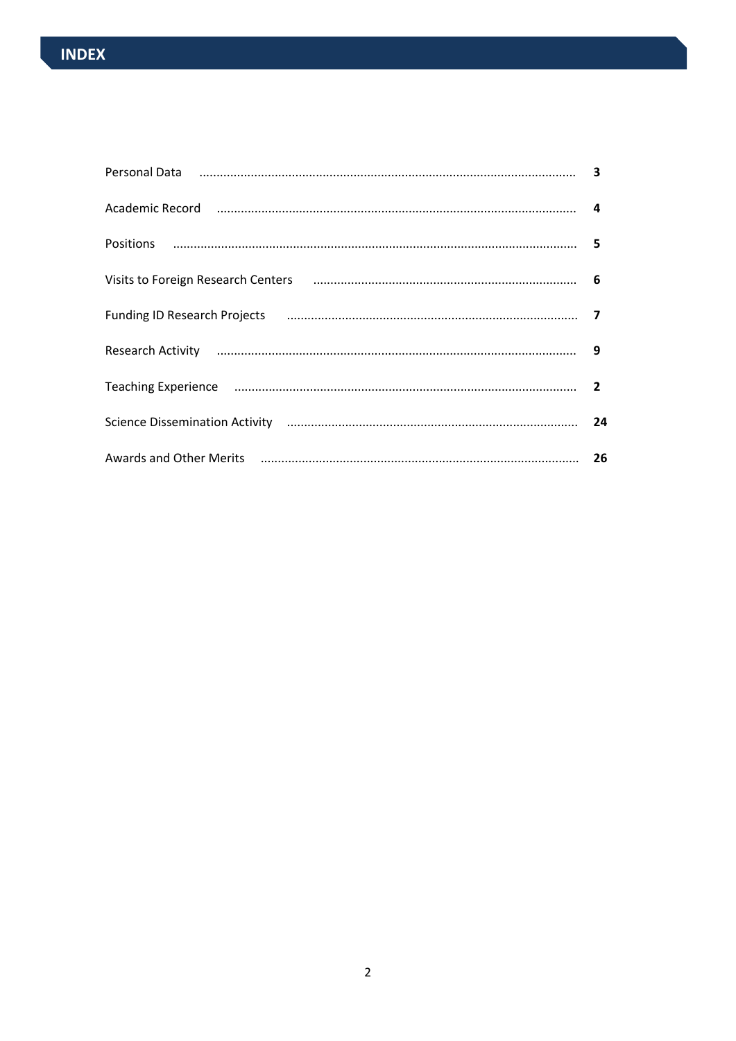# INDEX

| | |
|---|---|
| Personal Data | 3 |
| Academic Record | 4 |
| Positions | 5 |
| Visits to Foreign Research Centers | 6 |
| Funding ID Research Projects | 7 |
| Research Activity | 9 |
| Teaching Experience | 2 |
| Science Dissemination Activity | 24 |
| Awards and Other Merits | 26 |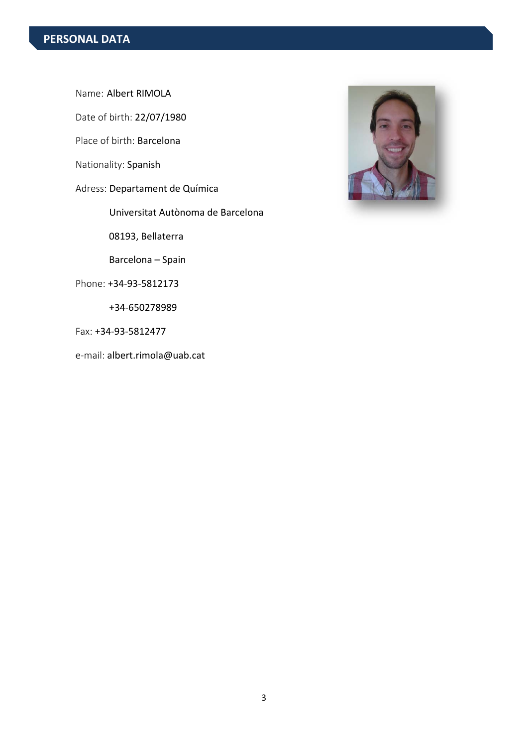# PERSONAL DATA

Name: Albert RIMOLA

Date of birth: 22/07/1980

Place of birth: Barcelona

Nationality: Spanish

Adress: Departament de Química

Universitat Autònoma de Barcelona

08193, Bellaterra

Barcelona – Spain

Phone: +34-93-5812173

+34-650278989

Fax: +34-93-5812477

e-mail: albert.rimola@uab.cat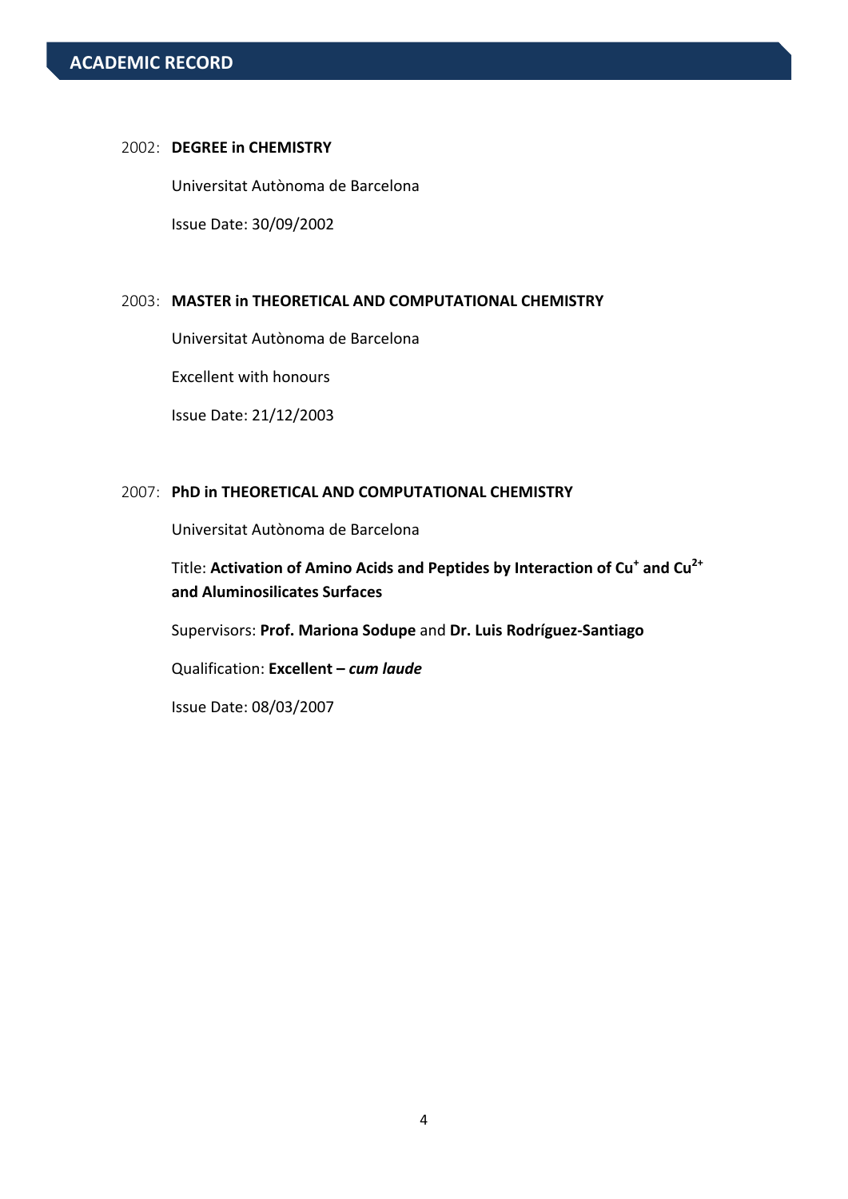## ACADEMIC RECORD

2002: **DEGREE in CHEMISTRY**

Universitat Autònoma de Barcelona

Issue Date: 30/09/2002

2003: **MASTER in THEORETICAL AND COMPUTATIONAL CHEMISTRY**

Universitat Autònoma de Barcelona

Excellent with honours

Issue Date: 21/12/2003

2007: **PhD in THEORETICAL AND COMPUTATIONAL CHEMISTRY**

Universitat Autònoma de Barcelona

Title: **Activation of Amino Acids and Peptides by Interaction of $Cu^{+}$ and $Cu^{2+}$ and Aluminosilicates Surfaces**

Supervisors: **Prof. Mariona Sodupe** and **Dr. Luis Rodríguez-Santiago**

Qualification: **Excellent – *cum laude***

Issue Date: 08/03/2007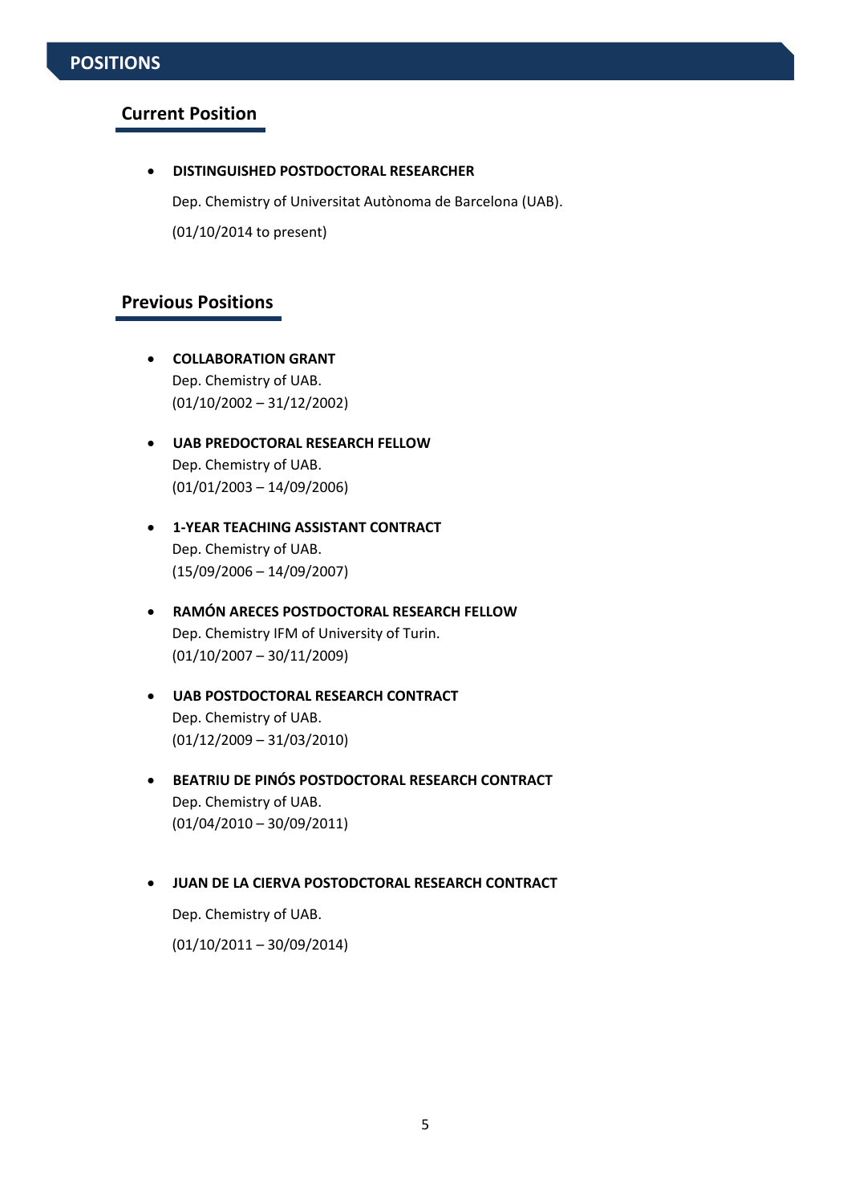# POSITIONS

## Current Position

- **DISTINGUISHED POSTDOCTORAL RESEARCHER**

  Dep. Chemistry of Universitat Autònoma de Barcelona (UAB).

  (01/10/2014 to present)

## Previous Positions

- **COLLABORATION GRANT**
  Dep. Chemistry of UAB.
  (01/10/2002 – 31/12/2002)

- **UAB PREDOCTORAL RESEARCH FELLOW**
  Dep. Chemistry of UAB.
  (01/01/2003 – 14/09/2006)

- **1-YEAR TEACHING ASSISTANT CONTRACT**
  Dep. Chemistry of UAB.
  (15/09/2006 – 14/09/2007)

- **RAMÓN ARECES POSTDOCTORAL RESEARCH FELLOW**
  Dep. Chemistry IFM of University of Turin.
  (01/10/2007 – 30/11/2009)

- **UAB POSTDOCTORAL RESEARCH CONTRACT**
  Dep. Chemistry of UAB.
  (01/12/2009 – 31/03/2010)

- **BEATRIU DE PINÓS POSTDOCTORAL RESEARCH CONTRACT**
  Dep. Chemistry of UAB.
  (01/04/2010 – 30/09/2011)

- **JUAN DE LA CIERVA POSTODCTORAL RESEARCH CONTRACT**

  Dep. Chemistry of UAB.

  (01/10/2011 – 30/09/2014)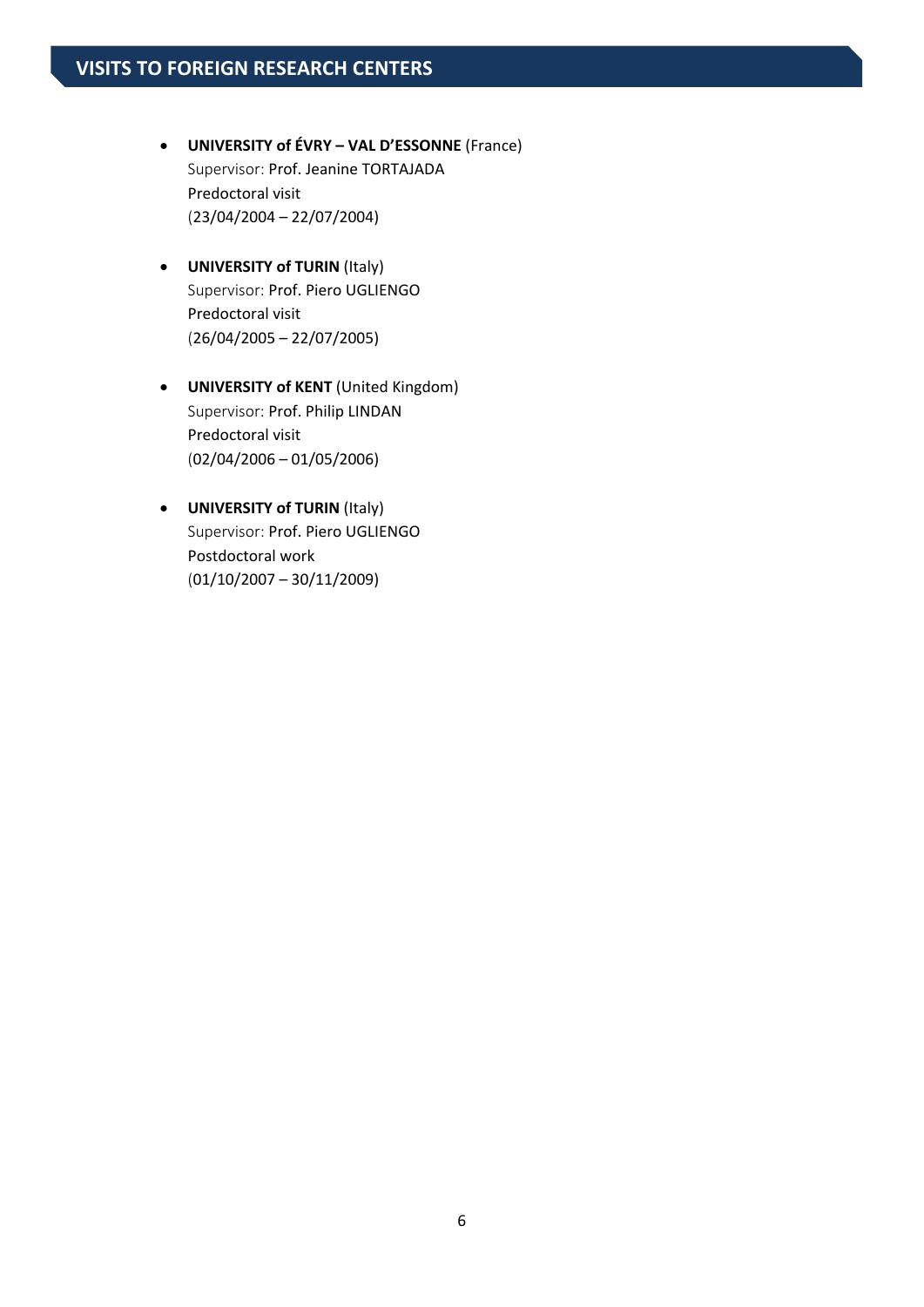## VISITS TO FOREIGN RESEARCH CENTERS

- **UNIVERSITY of ÉVRY – VAL D'ESSONNE** (France)
  Supervisor: Prof. Jeanine TORTAJADA
  Predoctoral visit
  (23/04/2004 – 22/07/2004)

- **UNIVERSITY of TURIN** (Italy)
  Supervisor: Prof. Piero UGLIENGO
  Predoctoral visit
  (26/04/2005 – 22/07/2005)

- **UNIVERSITY of KENT** (United Kingdom)
  Supervisor: Prof. Philip LINDAN
  Predoctoral visit
  (02/04/2006 – 01/05/2006)

- **UNIVERSITY of TURIN** (Italy)
  Supervisor: Prof. Piero UGLIENGO
  Postdoctoral work
  (01/10/2007 – 30/11/2009)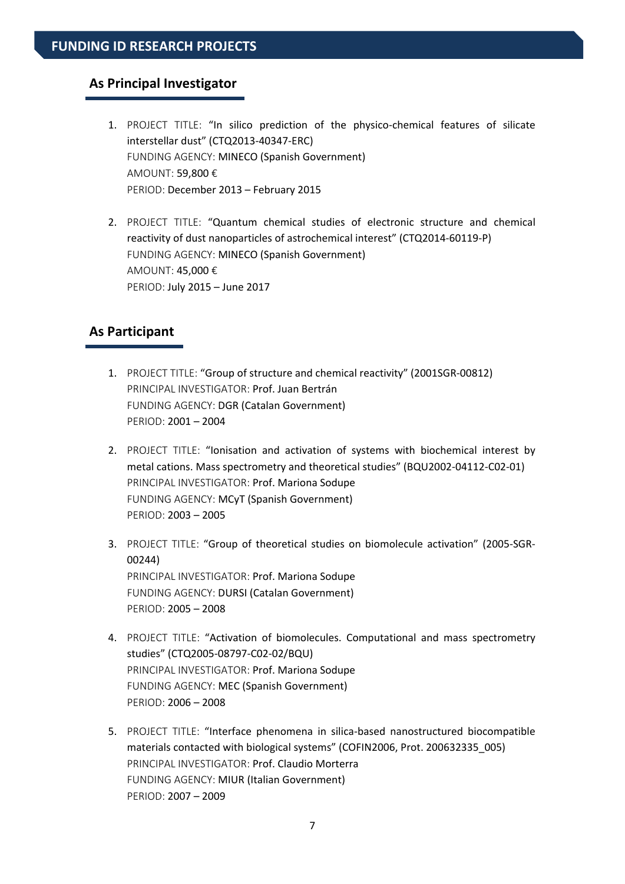# FUNDING ID RESEARCH PROJECTS

## As Principal Investigator

1. PROJECT TITLE: "In silico prediction of the physico-chemical features of silicate interstellar dust" (CTQ2013-40347-ERC)
   FUNDING AGENCY: MINECO (Spanish Government)
   AMOUNT: 59,800 €
   PERIOD: December 2013 – February 2015

2. PROJECT TITLE: "Quantum chemical studies of electronic structure and chemical reactivity of dust nanoparticles of astrochemical interest" (CTQ2014-60119-P)
   FUNDING AGENCY: MINECO (Spanish Government)
   AMOUNT: 45,000 €
   PERIOD: July 2015 – June 2017

## As Participant

1. PROJECT TITLE: "Group of structure and chemical reactivity" (2001SGR-00812)
   PRINCIPAL INVESTIGATOR: Prof. Juan Bertrán
   FUNDING AGENCY: DGR (Catalan Government)
   PERIOD: 2001 – 2004

2. PROJECT TITLE: "Ionisation and activation of systems with biochemical interest by metal cations. Mass spectrometry and theoretical studies" (BQU2002-04112-C02-01)
   PRINCIPAL INVESTIGATOR: Prof. Mariona Sodupe
   FUNDING AGENCY: MCyT (Spanish Government)
   PERIOD: 2003 – 2005

3. PROJECT TITLE: "Group of theoretical studies on biomolecule activation" (2005-SGR-00244)
   PRINCIPAL INVESTIGATOR: Prof. Mariona Sodupe
   FUNDING AGENCY: DURSI (Catalan Government)
   PERIOD: 2005 – 2008

4. PROJECT TITLE: "Activation of biomolecules. Computational and mass spectrometry studies" (CTQ2005-08797-C02-02/BQU)
   PRINCIPAL INVESTIGATOR: Prof. Mariona Sodupe
   FUNDING AGENCY: MEC (Spanish Government)
   PERIOD: 2006 – 2008

5. PROJECT TITLE: "Interface phenomena in silica-based nanostructured biocompatible materials contacted with biological systems" (COFIN2006, Prot. 200632335_005)
   PRINCIPAL INVESTIGATOR: Prof. Claudio Morterra
   FUNDING AGENCY: MIUR (Italian Government)
   PERIOD: 2007 – 2009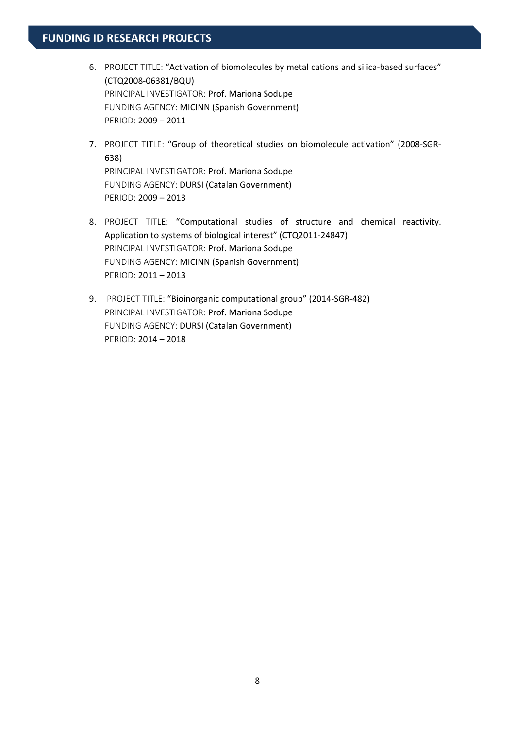## FUNDING ID RESEARCH PROJECTS

6. PROJECT TITLE: "Activation of biomolecules by metal cations and silica-based surfaces" (CTQ2008-06381/BQU)
   PRINCIPAL INVESTIGATOR: Prof. Mariona Sodupe
   FUNDING AGENCY: MICINN (Spanish Government)
   PERIOD: 2009 – 2011

7. PROJECT TITLE: "Group of theoretical studies on biomolecule activation" (2008-SGR-638)
   PRINCIPAL INVESTIGATOR: Prof. Mariona Sodupe
   FUNDING AGENCY: DURSI (Catalan Government)
   PERIOD: 2009 – 2013

8. PROJECT TITLE: "Computational studies of structure and chemical reactivity. Application to systems of biological interest" (CTQ2011-24847)
   PRINCIPAL INVESTIGATOR: Prof. Mariona Sodupe
   FUNDING AGENCY: MICINN (Spanish Government)
   PERIOD: 2011 – 2013

9. PROJECT TITLE: "Bioinorganic computational group" (2014-SGR-482)
   PRINCIPAL INVESTIGATOR: Prof. Mariona Sodupe
   FUNDING AGENCY: DURSI (Catalan Government)
   PERIOD: 2014 – 2018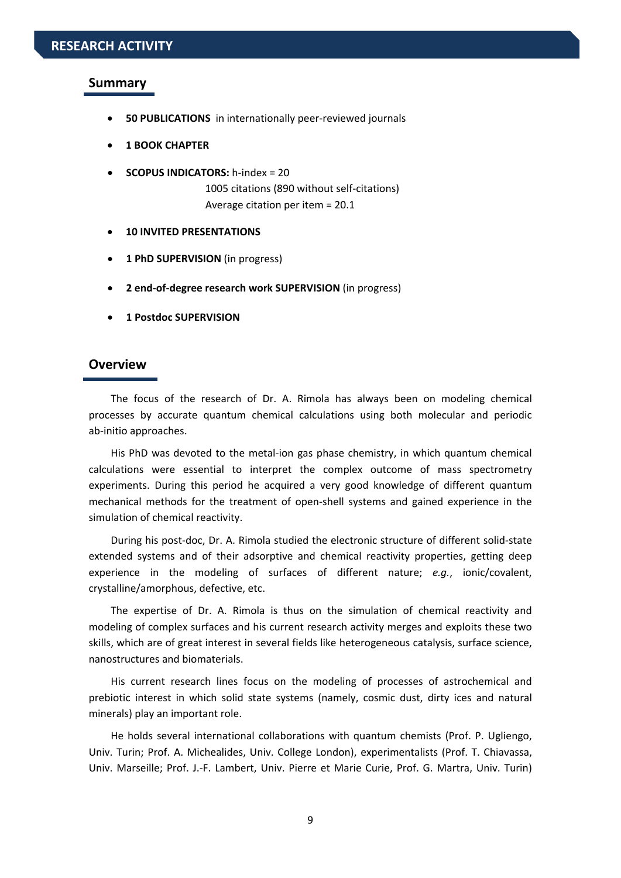# RESEARCH ACTIVITY

## Summary

- **50 PUBLICATIONS** in internationally peer-reviewed journals
- **1 BOOK CHAPTER**
- **SCOPUS INDICATORS:** h-index = 20
  1005 citations (890 without self-citations)
  Average citation per item = 20.1
- **10 INVITED PRESENTATIONS**
- **1 PhD SUPERVISION** (in progress)
- **2 end-of-degree research work SUPERVISION** (in progress)
- **1 Postdoc SUPERVISION**

## Overview

The focus of the research of Dr. A. Rimola has always been on modeling chemical processes by accurate quantum chemical calculations using both molecular and periodic ab-initio approaches.

His PhD was devoted to the metal-ion gas phase chemistry, in which quantum chemical calculations were essential to interpret the complex outcome of mass spectrometry experiments. During this period he acquired a very good knowledge of different quantum mechanical methods for the treatment of open-shell systems and gained experience in the simulation of chemical reactivity.

During his post-doc, Dr. A. Rimola studied the electronic structure of different solid-state extended systems and of their adsorptive and chemical reactivity properties, getting deep experience in the modeling of surfaces of different nature; *e.g.*, ionic/covalent, crystalline/amorphous, defective, etc.

The expertise of Dr. A. Rimola is thus on the simulation of chemical reactivity and modeling of complex surfaces and his current research activity merges and exploits these two skills, which are of great interest in several fields like heterogeneous catalysis, surface science, nanostructures and biomaterials.

His current research lines focus on the modeling of processes of astrochemical and prebiotic interest in which solid state systems (namely, cosmic dust, dirty ices and natural minerals) play an important role.

He holds several international collaborations with quantum chemists (Prof. P. Ugliengo, Univ. Turin; Prof. A. Michealides, Univ. College London), experimentalists (Prof. T. Chiavassa, Univ. Marseille; Prof. J.-F. Lambert, Univ. Pierre et Marie Curie, Prof. G. Martra, Univ. Turin)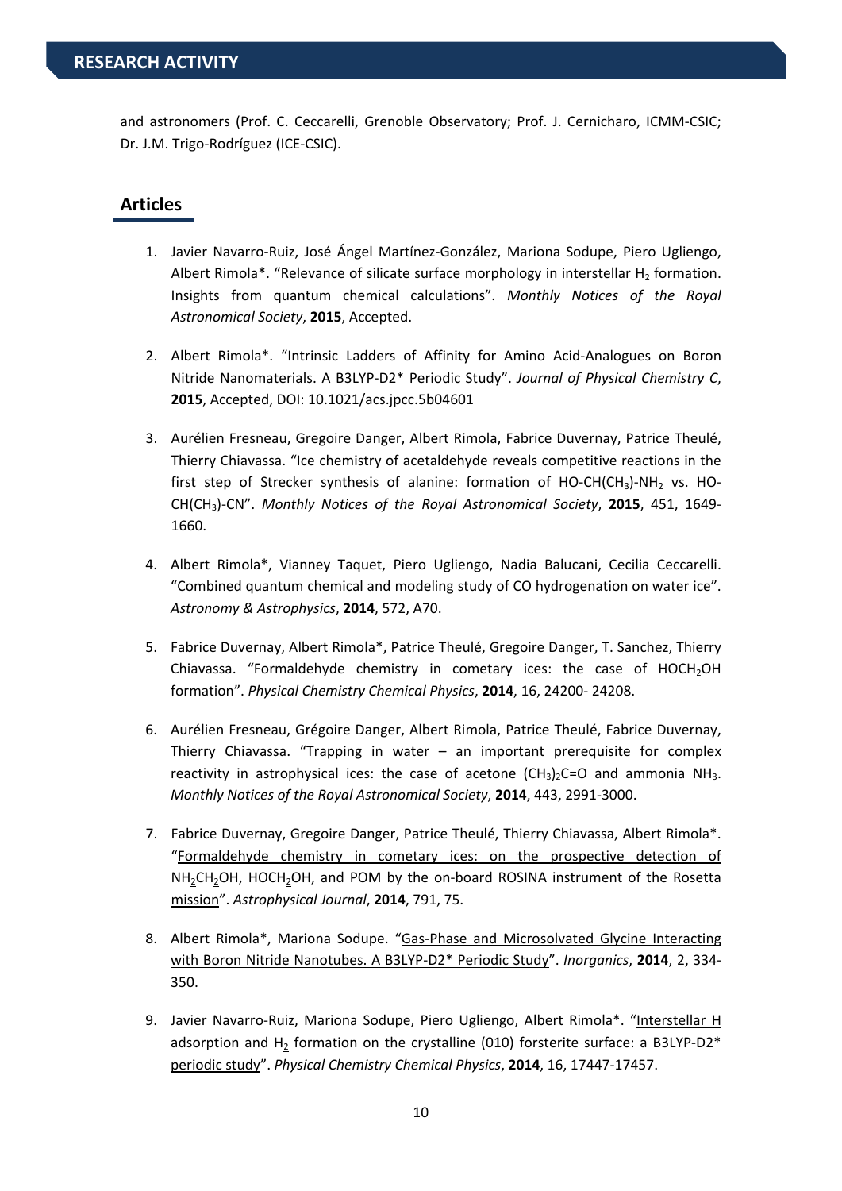and astronomers (Prof. C. Ceccarelli, Grenoble Observatory; Prof. J. Cernicharo, ICMM-CSIC; Dr. J.M. Trigo-Rodríguez (ICE-CSIC).

## Articles

1. Javier Navarro-Ruiz, José Ángel Martínez-González, Mariona Sodupe, Piero Ugliengo, Albert Rimola*. "Relevance of silicate surface morphology in interstellar $H_2$ formation. Insights from quantum chemical calculations". *Monthly Notices of the Royal Astronomical Society*, **2015**, Accepted.

2. Albert Rimola*. "Intrinsic Ladders of Affinity for Amino Acid-Analogues on Boron Nitride Nanomaterials. A B3LYP-D2* Periodic Study". *Journal of Physical Chemistry C*, **2015**, Accepted, DOI: 10.1021/acs.jpcc.5b04601

3. Aurélien Fresneau, Gregoire Danger, Albert Rimola, Fabrice Duvernay, Patrice Theulé, Thierry Chiavassa. "Ice chemistry of acetaldehyde reveals competitive reactions in the first step of Strecker synthesis of alanine: formation of HO-CH($CH_3$)-$NH_2$ vs. HO-CH($CH_3$)-CN". *Monthly Notices of the Royal Astronomical Society*, **2015**, 451, 1649-1660.

4. Albert Rimola*, Vianney Taquet, Piero Ugliengo, Nadia Balucani, Cecilia Ceccarelli. "Combined quantum chemical and modeling study of CO hydrogenation on water ice". *Astronomy & Astrophysics*, **2014**, 572, A70.

5. Fabrice Duvernay, Albert Rimola*, Patrice Theulé, Gregoire Danger, T. Sanchez, Thierry Chiavassa. "Formaldehyde chemistry in cometary ices: the case of $HOCH_2OH$ formation". *Physical Chemistry Chemical Physics*, **2014**, 16, 24200- 24208.

6. Aurélien Fresneau, Grégoire Danger, Albert Rimola, Patrice Theulé, Fabrice Duvernay, Thierry Chiavassa. "Trapping in water – an important prerequisite for complex reactivity in astrophysical ices: the case of acetone $(CH_3)_2C$=O and ammonia $NH_3$. *Monthly Notices of the Royal Astronomical Society*, **2014**, 443, 2991-3000.

7. Fabrice Duvernay, Gregoire Danger, Patrice Theulé, Thierry Chiavassa, Albert Rimola*. "Formaldehyde chemistry in cometary ices: on the prospective detection of $NH_2CH_2OH$, $HOCH_2OH$, and POM by the on-board ROSINA instrument of the Rosetta mission". *Astrophysical Journal*, **2014**, 791, 75.

8. Albert Rimola*, Mariona Sodupe. "Gas-Phase and Microsolvated Glycine Interacting with Boron Nitride Nanotubes. A B3LYP-D2* Periodic Study". *Inorganics*, **2014**, 2, 334-350.

9. Javier Navarro-Ruiz, Mariona Sodupe, Piero Ugliengo, Albert Rimola*. "Interstellar H adsorption and $H_2$ formation on the crystalline (010) forsterite surface: a B3LYP-D2* periodic study". *Physical Chemistry Chemical Physics*, **2014**, 16, 17447-17457.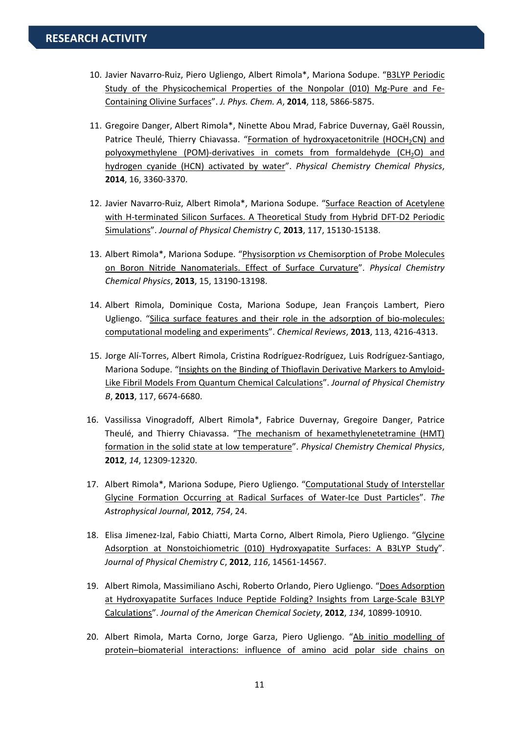## RESEARCH ACTIVITY

10. Javier Navarro-Ruiz, Piero Ugliengo, Albert Rimola*, Mariona Sodupe. "B3LYP Periodic Study of the Physicochemical Properties of the Nonpolar (010) Mg-Pure and Fe-Containing Olivine Surfaces". *J. Phys. Chem. A*, **2014**, 118, 5866-5875.

11. Gregoire Danger, Albert Rimola*, Ninette Abou Mrad, Fabrice Duvernay, Gaël Roussin, Patrice Theulé, Thierry Chiavassa. "Formation of hydroxyacetonitrile ($HOCH_2CN$) and polyoxymethylene (POM)-derivatives in comets from formaldehyde ($CH_2O$) and hydrogen cyanide (HCN) activated by water". *Physical Chemistry Chemical Physics*, **2014**, 16, 3360-3370.

12. Javier Navarro-Ruiz, Albert Rimola*, Mariona Sodupe. "Surface Reaction of Acetylene with H-terminated Silicon Surfaces. A Theoretical Study from Hybrid DFT-D2 Periodic Simulations". *Journal of Physical Chemistry C*, **2013**, 117, 15130-15138.

13. Albert Rimola*, Mariona Sodupe. "Physisorption *vs* Chemisorption of Probe Molecules on Boron Nitride Nanomaterials. Effect of Surface Curvature". *Physical Chemistry Chemical Physics*, **2013**, 15, 13190-13198.

14. Albert Rimola, Dominique Costa, Mariona Sodupe, Jean François Lambert, Piero Ugliengo. "Silica surface features and their role in the adsorption of bio-molecules: computational modeling and experiments". *Chemical Reviews*, **2013**, 113, 4216-4313.

15. Jorge Alí-Torres, Albert Rimola, Cristina Rodríguez-Rodríguez, Luis Rodríguez-Santiago, Mariona Sodupe. "Insights on the Binding of Thioflavin Derivative Markers to Amyloid-Like Fibril Models From Quantum Chemical Calculations". *Journal of Physical Chemistry B*, **2013**, 117, 6674-6680.

16. Vassilissa Vinogradoff, Albert Rimola*, Fabrice Duvernay, Gregoire Danger, Patrice Theulé, and Thierry Chiavassa. "The mechanism of hexamethylenetetramine (HMT) formation in the solid state at low temperature". *Physical Chemistry Chemical Physics*, **2012**, *14*, 12309-12320.

17. Albert Rimola*, Mariona Sodupe, Piero Ugliengo. "Computational Study of Interstellar Glycine Formation Occurring at Radical Surfaces of Water-Ice Dust Particles". *The Astrophysical Journal*, **2012**, *754*, 24.

18. Elisa Jimenez-Izal, Fabio Chiatti, Marta Corno, Albert Rimola, Piero Ugliengo. "Glycine Adsorption at Nonstoichiometric (010) Hydroxyapatite Surfaces: A B3LYP Study". *Journal of Physical Chemistry C*, **2012**, *116*, 14561-14567.

19. Albert Rimola, Massimiliano Aschi, Roberto Orlando, Piero Ugliengo. "Does Adsorption at Hydroxyapatite Surfaces Induce Peptide Folding? Insights from Large-Scale B3LYP Calculations". *Journal of the American Chemical Society*, **2012**, *134*, 10899-10910.

20. Albert Rimola, Marta Corno, Jorge Garza, Piero Ugliengo. "Ab initio modelling of protein–biomaterial interactions: influence of amino acid polar side chains on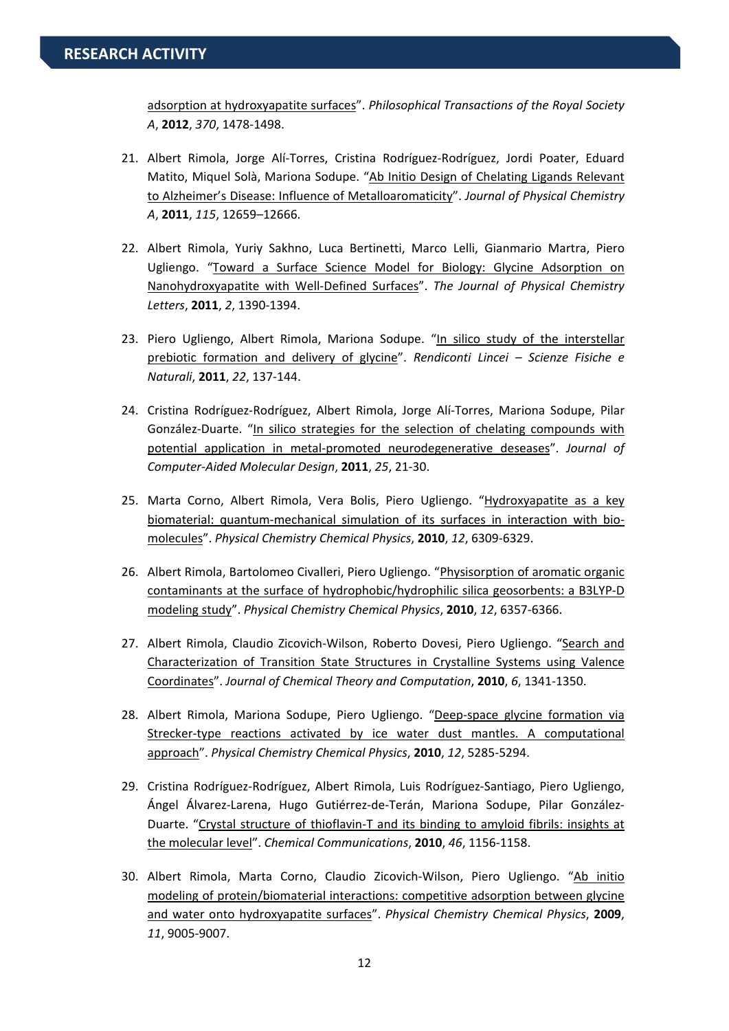adsorption at hydroxyapatite surfaces". *Philosophical Transactions of the Royal Society A*, **2012**, *370*, 1478-1498.

21. Albert Rimola, Jorge Alí-Torres, Cristina Rodríguez-Rodríguez, Jordi Poater, Eduard Matito, Miquel Solà, Mariona Sodupe. "Ab Initio Design of Chelating Ligands Relevant to Alzheimer's Disease: Influence of Metalloaromaticity". *Journal of Physical Chemistry A*, **2011**, *115*, 12659–12666.

22. Albert Rimola, Yuriy Sakhno, Luca Bertinetti, Marco Lelli, Gianmario Martra, Piero Ugliengo. "Toward a Surface Science Model for Biology: Glycine Adsorption on Nanohydroxyapatite with Well-Defined Surfaces". *The Journal of Physical Chemistry Letters*, **2011**, *2*, 1390-1394.

23. Piero Ugliengo, Albert Rimola, Mariona Sodupe. "In silico study of the interstellar prebiotic formation and delivery of glycine". *Rendiconti Lincei – Scienze Fisiche e Naturali*, **2011**, *22*, 137-144.

24. Cristina Rodríguez-Rodríguez, Albert Rimola, Jorge Alí-Torres, Mariona Sodupe, Pilar González-Duarte. "In silico strategies for the selection of chelating compounds with potential application in metal-promoted neurodegenerative deseases". *Journal of Computer-Aided Molecular Design*, **2011**, *25*, 21-30.

25. Marta Corno, Albert Rimola, Vera Bolis, Piero Ugliengo. "Hydroxyapatite as a key biomaterial: quantum-mechanical simulation of its surfaces in interaction with bio-molecules". *Physical Chemistry Chemical Physics*, **2010**, *12*, 6309-6329.

26. Albert Rimola, Bartolomeo Civalleri, Piero Ugliengo. "Physisorption of aromatic organic contaminants at the surface of hydrophobic/hydrophilic silica geosorbents: a B3LYP-D modeling study". *Physical Chemistry Chemical Physics*, **2010**, *12*, 6357-6366.

27. Albert Rimola, Claudio Zicovich-Wilson, Roberto Dovesi, Piero Ugliengo. "Search and Characterization of Transition State Structures in Crystalline Systems using Valence Coordinates". *Journal of Chemical Theory and Computation*, **2010**, *6*, 1341-1350.

28. Albert Rimola, Mariona Sodupe, Piero Ugliengo. "Deep-space glycine formation via Strecker-type reactions activated by ice water dust mantles. A computational approach". *Physical Chemistry Chemical Physics*, **2010**, *12*, 5285-5294.

29. Cristina Rodríguez-Rodríguez, Albert Rimola, Luis Rodríguez-Santiago, Piero Ugliengo, Ángel Álvarez-Larena, Hugo Gutiérrez-de-Terán, Mariona Sodupe, Pilar González-Duarte. "Crystal structure of thioflavin-T and its binding to amyloid fibrils: insights at the molecular level". *Chemical Communications*, **2010**, *46*, 1156-1158.

30. Albert Rimola, Marta Corno, Claudio Zicovich-Wilson, Piero Ugliengo. "Ab initio modeling of protein/biomaterial interactions: competitive adsorption between glycine and water onto hydroxyapatite surfaces". *Physical Chemistry Chemical Physics*, **2009**, *11*, 9005-9007.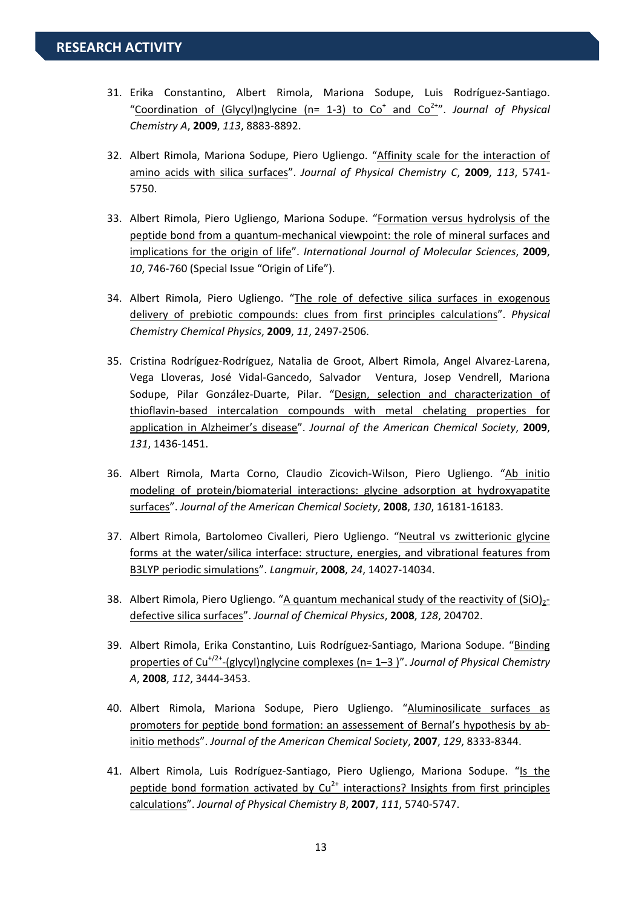## RESEARCH ACTIVITY

31. Erika Constantino, Albert Rimola, Mariona Sodupe, Luis Rodríguez-Santiago. "Coordination of (Glycyl)nglycine (n= 1-3) to $Co^{+}$ and $Co^{2+}$". *Journal of Physical Chemistry A*, **2009**, *113*, 8883-8892.

32. Albert Rimola, Mariona Sodupe, Piero Ugliengo. "Affinity scale for the interaction of amino acids with silica surfaces". *Journal of Physical Chemistry C*, **2009**, *113*, 5741-5750.

33. Albert Rimola, Piero Ugliengo, Mariona Sodupe. "Formation versus hydrolysis of the peptide bond from a quantum-mechanical viewpoint: the role of mineral surfaces and implications for the origin of life". *International Journal of Molecular Sciences*, **2009**, *10*, 746-760 (Special Issue "Origin of Life").

34. Albert Rimola, Piero Ugliengo. "The role of defective silica surfaces in exogenous delivery of prebiotic compounds: clues from first principles calculations". *Physical Chemistry Chemical Physics*, **2009**, *11*, 2497-2506.

35. Cristina Rodríguez-Rodríguez, Natalia de Groot, Albert Rimola, Angel Alvarez-Larena, Vega Lloveras, José Vidal-Gancedo, Salvador Ventura, Josep Vendrell, Mariona Sodupe, Pilar González-Duarte, Pilar. "Design, selection and characterization of thioflavin-based intercalation compounds with metal chelating properties for application in Alzheimer's disease". *Journal of the American Chemical Society*, **2009**, *131*, 1436-1451.

36. Albert Rimola, Marta Corno, Claudio Zicovich-Wilson, Piero Ugliengo. "Ab initio modeling of protein/biomaterial interactions: glycine adsorption at hydroxyapatite surfaces". *Journal of the American Chemical Society*, **2008**, *130*, 16181-16183.

37. Albert Rimola, Bartolomeo Civalleri, Piero Ugliengo. "Neutral vs zwitterionic glycine forms at the water/silica interface: structure, energies, and vibrational features from B3LYP periodic simulations". *Langmuir*, **2008**, *24*, 14027-14034.

38. Albert Rimola, Piero Ugliengo. "A quantum mechanical study of the reactivity of $(SiO)_2$-defective silica surfaces". *Journal of Chemical Physics*, **2008**, *128*, 204702.

39. Albert Rimola, Erika Constantino, Luis Rodríguez-Santiago, Mariona Sodupe. "Binding properties of $Cu^{+/2+}$-(glycyl)nglycine complexes (n= 1–3 )". *Journal of Physical Chemistry A*, **2008**, *112*, 3444-3453.

40. Albert Rimola, Mariona Sodupe, Piero Ugliengo. "Aluminosilicate surfaces as promoters for peptide bond formation: an assessement of Bernal's hypothesis by ab-initio methods". *Journal of the American Chemical Society*, **2007**, *129*, 8333-8344.

41. Albert Rimola, Luis Rodríguez-Santiago, Piero Ugliengo, Mariona Sodupe. "Is the peptide bond formation activated by $Cu^{2+}$ interactions? Insights from first principles calculations". *Journal of Physical Chemistry B*, **2007**, *111*, 5740-5747.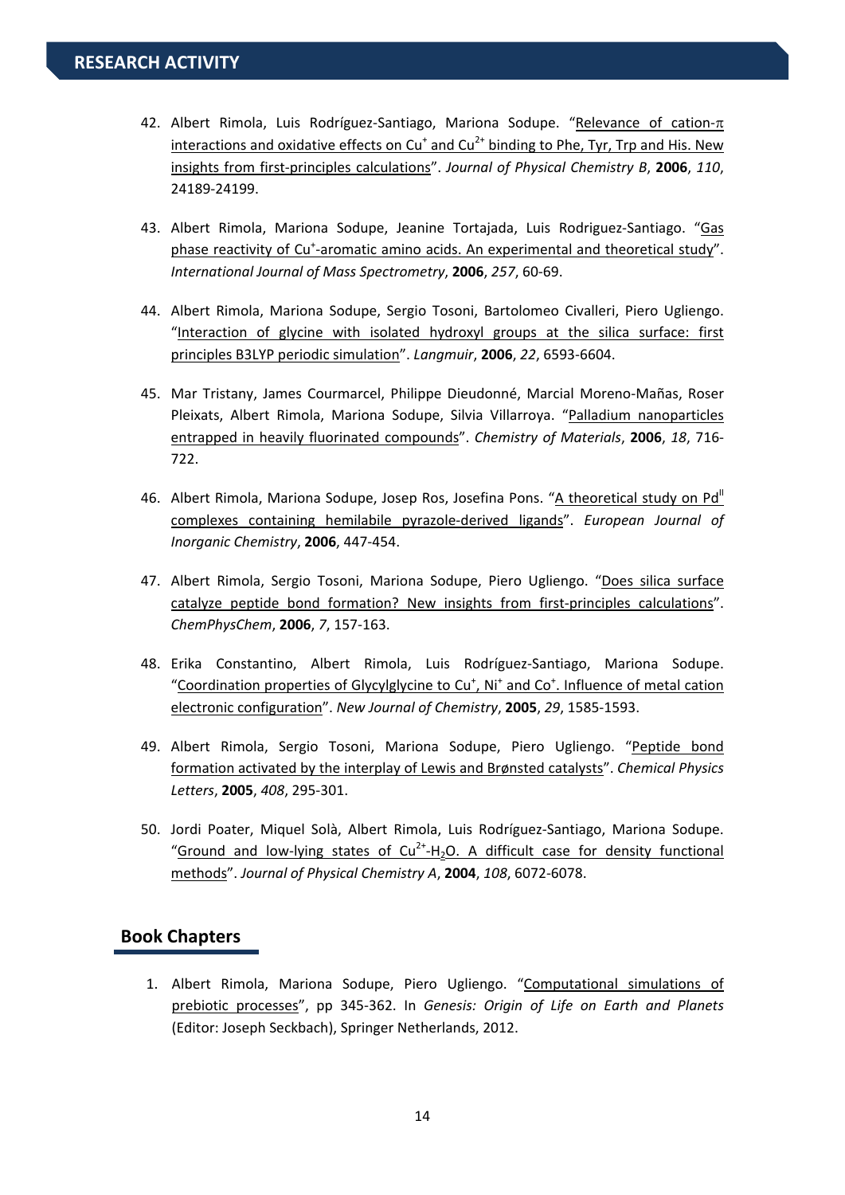## RESEARCH ACTIVITY

42. Albert Rimola, Luis Rodríguez-Santiago, Mariona Sodupe. "Relevance of cation-$\pi$ interactions and oxidative effects on $Cu^{+}$ and $Cu^{2+}$ binding to Phe, Tyr, Trp and His. New insights from first-principles calculations". *Journal of Physical Chemistry B*, **2006**, *110*, 24189-24199.

43. Albert Rimola, Mariona Sodupe, Jeanine Tortajada, Luis Rodriguez-Santiago. "Gas phase reactivity of $Cu^{+}$-aromatic amino acids. An experimental and theoretical study". *International Journal of Mass Spectrometry*, **2006**, *257*, 60-69.

44. Albert Rimola, Mariona Sodupe, Sergio Tosoni, Bartolomeo Civalleri, Piero Ugliengo. "Interaction of glycine with isolated hydroxyl groups at the silica surface: first principles B3LYP periodic simulation". *Langmuir*, **2006**, *22*, 6593-6604.

45. Mar Tristany, James Courmarcel, Philippe Dieudonné, Marcial Moreno-Mañas, Roser Pleixats, Albert Rimola, Mariona Sodupe, Silvia Villarroya. "Palladium nanoparticles entrapped in heavily fluorinated compounds". *Chemistry of Materials*, **2006**, *18*, 716-722.

46. Albert Rimola, Mariona Sodupe, Josep Ros, Josefina Pons. "A theoretical study on $Pd^{II}$ complexes containing hemilabile pyrazole-derived ligands". *European Journal of Inorganic Chemistry*, **2006**, 447-454.

47. Albert Rimola, Sergio Tosoni, Mariona Sodupe, Piero Ugliengo. "Does silica surface catalyze peptide bond formation? New insights from first-principles calculations". *ChemPhysChem*, **2006**, *7*, 157-163.

48. Erika Constantino, Albert Rimola, Luis Rodríguez-Santiago, Mariona Sodupe. "Coordination properties of Glycylglycine to $Cu^{+}$, $Ni^{+}$ and $Co^{+}$. Influence of metal cation electronic configuration". *New Journal of Chemistry*, **2005**, *29*, 1585-1593.

49. Albert Rimola, Sergio Tosoni, Mariona Sodupe, Piero Ugliengo. "Peptide bond formation activated by the interplay of Lewis and Brønsted catalysts". *Chemical Physics Letters*, **2005**, *408*, 295-301.

50. Jordi Poater, Miquel Solà, Albert Rimola, Luis Rodríguez-Santiago, Mariona Sodupe. "Ground and low-lying states of $Cu^{2+}$-$H_2O$. A difficult case for density functional methods". *Journal of Physical Chemistry A*, **2004**, *108*, 6072-6078.

### Book Chapters

1. Albert Rimola, Mariona Sodupe, Piero Ugliengo. "Computational simulations of prebiotic processes", pp 345-362. In *Genesis: Origin of Life on Earth and Planets* (Editor: Joseph Seckbach), Springer Netherlands, 2012.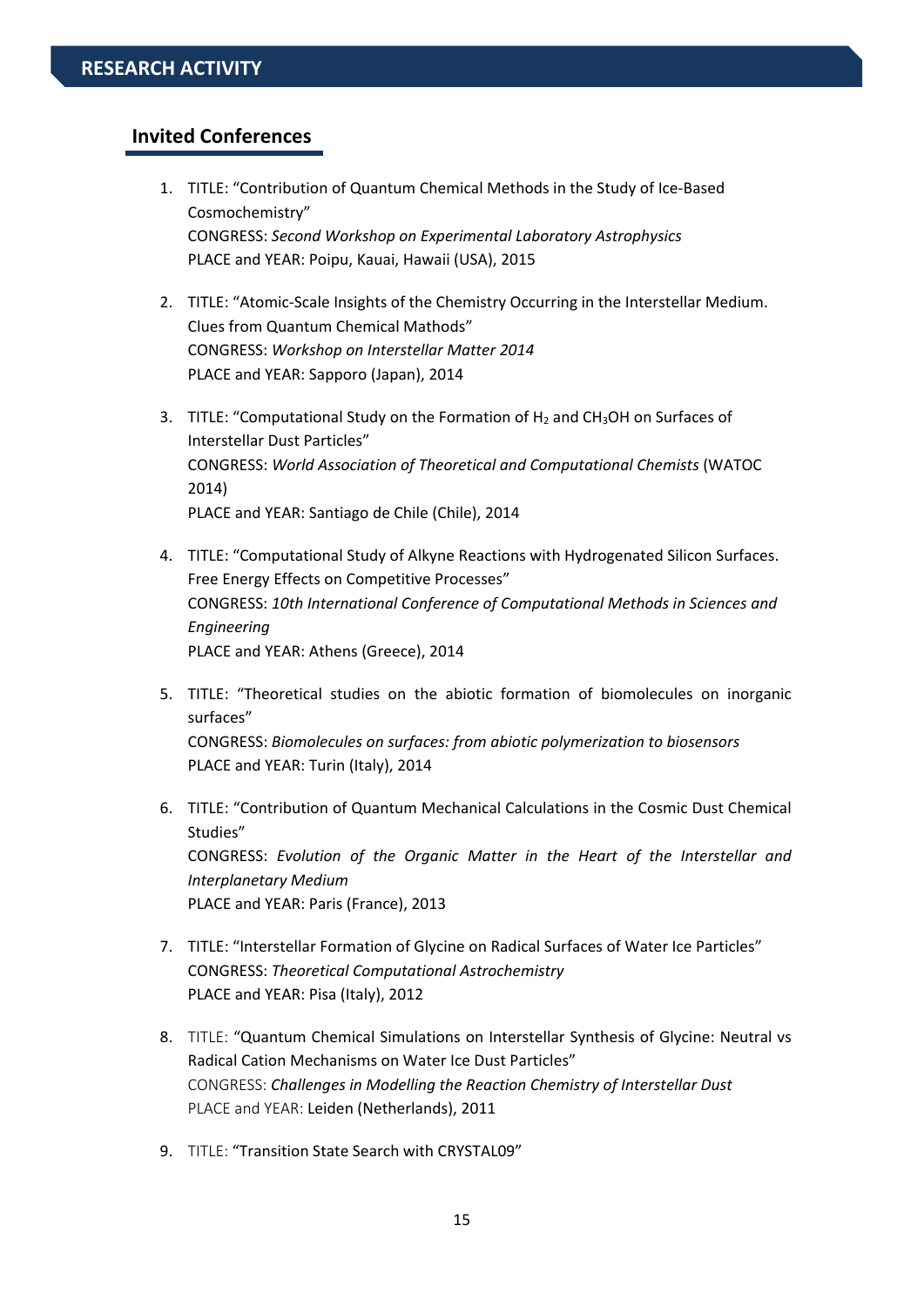## RESEARCH ACTIVITY

### Invited Conferences

1. TITLE: “Contribution of Quantum Chemical Methods in the Study of Ice-Based Cosmochemistry”
   CONGRESS: *Second Workshop on Experimental Laboratory Astrophysics*
   PLACE and YEAR: Poipu, Kauai, Hawaii (USA), 2015

2. TITLE: “Atomic-Scale Insights of the Chemistry Occurring in the Interstellar Medium. Clues from Quantum Chemical Mathods”
   CONGRESS: *Workshop on Interstellar Matter 2014*
   PLACE and YEAR: Sapporo (Japan), 2014

3. TITLE: “Computational Study on the Formation of $H_2$ and $CH_3OH$ on Surfaces of Interstellar Dust Particles”
   CONGRESS: *World Association of Theoretical and Computational Chemists* (WATOC 2014)
   PLACE and YEAR: Santiago de Chile (Chile), 2014

4. TITLE: “Computational Study of Alkyne Reactions with Hydrogenated Silicon Surfaces. Free Energy Effects on Competitive Processes”
   CONGRESS: *10th International Conference of Computational Methods in Sciences and Engineering*
   PLACE and YEAR: Athens (Greece), 2014

5. TITLE: “Theoretical studies on the abiotic formation of biomolecules on inorganic surfaces”
   CONGRESS: *Biomolecules on surfaces: from abiotic polymerization to biosensors*
   PLACE and YEAR: Turin (Italy), 2014

6. TITLE: “Contribution of Quantum Mechanical Calculations in the Cosmic Dust Chemical Studies”
   CONGRESS: *Evolution of the Organic Matter in the Heart of the Interstellar and Interplanetary Medium*
   PLACE and YEAR: Paris (France), 2013

7. TITLE: “Interstellar Formation of Glycine on Radical Surfaces of Water Ice Particles”
   CONGRESS: *Theoretical Computational Astrochemistry*
   PLACE and YEAR: Pisa (Italy), 2012

8. TITLE: “Quantum Chemical Simulations on Interstellar Synthesis of Glycine: Neutral vs Radical Cation Mechanisms on Water Ice Dust Particles”
   CONGRESS: *Challenges in Modelling the Reaction Chemistry of Interstellar Dust*
   PLACE and YEAR: Leiden (Netherlands), 2011

9. TITLE: “Transition State Search with CRYSTAL09”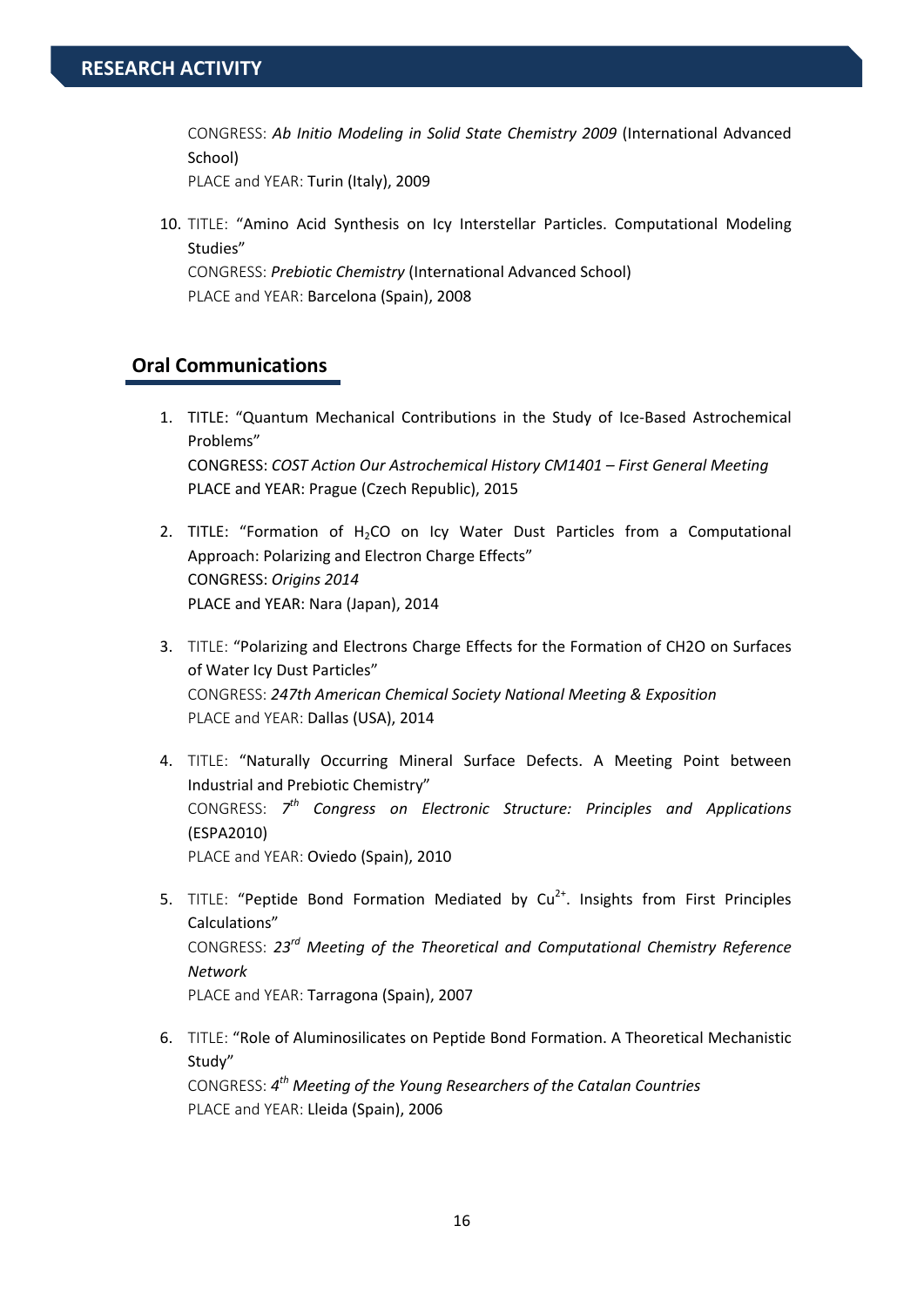## RESEARCH ACTIVITY

CONGRESS: *Ab Initio Modeling in Solid State Chemistry 2009* (International Advanced School)
PLACE and YEAR: Turin (Italy), 2009

10. TITLE: "Amino Acid Synthesis on Icy Interstellar Particles. Computational Modeling Studies"
    CONGRESS: *Prebiotic Chemistry* (International Advanced School)
    PLACE and YEAR: Barcelona (Spain), 2008

### Oral Communications

1. TITLE: "Quantum Mechanical Contributions in the Study of Ice-Based Astrochemical Problems"
   CONGRESS: *COST Action Our Astrochemical History CM1401 – First General Meeting*
   PLACE and YEAR: Prague (Czech Republic), 2015

2. TITLE: "Formation of $H_2CO$ on Icy Water Dust Particles from a Computational Approach: Polarizing and Electron Charge Effects"
   CONGRESS: *Origins 2014*
   PLACE and YEAR: Nara (Japan), 2014

3. TITLE: "Polarizing and Electrons Charge Effects for the Formation of CH2O on Surfaces of Water Icy Dust Particles"
   CONGRESS: *247th American Chemical Society National Meeting & Exposition*
   PLACE and YEAR: Dallas (USA), 2014

4. TITLE: "Naturally Occurring Mineral Surface Defects. A Meeting Point between Industrial and Prebiotic Chemistry"
   CONGRESS: *7th Congress on Electronic Structure: Principles and Applications* (ESPA2010)
   PLACE and YEAR: Oviedo (Spain), 2010

5. TITLE: "Peptide Bond Formation Mediated by $Cu^{2+}$. Insights from First Principles Calculations"
   CONGRESS: *23rd Meeting of the Theoretical and Computational Chemistry Reference Network*
   PLACE and YEAR: Tarragona (Spain), 2007

6. TITLE: "Role of Aluminosilicates on Peptide Bond Formation. A Theoretical Mechanistic Study"
   CONGRESS: *4th Meeting of the Young Researchers of the Catalan Countries*
   PLACE and YEAR: Lleida (Spain), 2006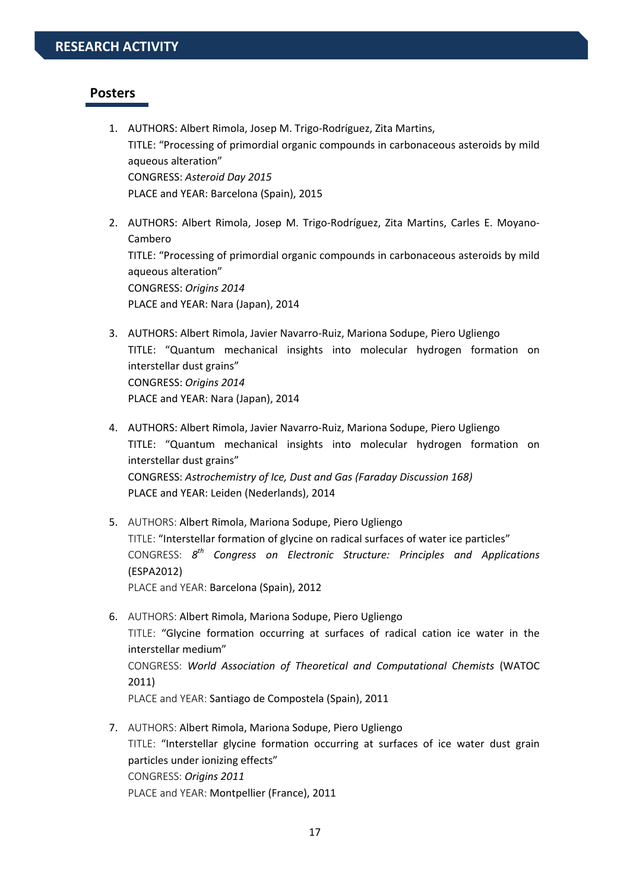# RESEARCH ACTIVITY

## Posters

1. AUTHORS: Albert Rimola, Josep M. Trigo-Rodríguez, Zita Martins,
   TITLE: "Processing of primordial organic compounds in carbonaceous asteroids by mild aqueous alteration"
   CONGRESS: *Asteroid Day 2015*
   PLACE and YEAR: Barcelona (Spain), 2015

2. AUTHORS: Albert Rimola, Josep M. Trigo-Rodríguez, Zita Martins, Carles E. Moyano-Cambero
   TITLE: "Processing of primordial organic compounds in carbonaceous asteroids by mild aqueous alteration"
   CONGRESS: *Origins 2014*
   PLACE and YEAR: Nara (Japan), 2014

3. AUTHORS: Albert Rimola, Javier Navarro-Ruiz, Mariona Sodupe, Piero Ugliengo
   TITLE: "Quantum mechanical insights into molecular hydrogen formation on interstellar dust grains"
   CONGRESS: *Origins 2014*
   PLACE and YEAR: Nara (Japan), 2014

4. AUTHORS: Albert Rimola, Javier Navarro-Ruiz, Mariona Sodupe, Piero Ugliengo
   TITLE: "Quantum mechanical insights into molecular hydrogen formation on interstellar dust grains"
   CONGRESS: *Astrochemistry of Ice, Dust and Gas (Faraday Discussion 168)*
   PLACE and YEAR: Leiden (Nederlands), 2014

5. AUTHORS: Albert Rimola, Mariona Sodupe, Piero Ugliengo
   TITLE: "Interstellar formation of glycine on radical surfaces of water ice particles"
   CONGRESS: *8th Congress on Electronic Structure: Principles and Applications* (ESPA2012)
   PLACE and YEAR: Barcelona (Spain), 2012

6. AUTHORS: Albert Rimola, Mariona Sodupe, Piero Ugliengo
   TITLE: "Glycine formation occurring at surfaces of radical cation ice water in the interstellar medium"
   CONGRESS: *World Association of Theoretical and Computational Chemists* (WATOC 2011)
   PLACE and YEAR: Santiago de Compostela (Spain), 2011

7. AUTHORS: Albert Rimola, Mariona Sodupe, Piero Ugliengo
   TITLE: "Interstellar glycine formation occurring at surfaces of ice water dust grain particles under ionizing effects"
   CONGRESS: *Origins 2011*
   PLACE and YEAR: Montpellier (France), 2011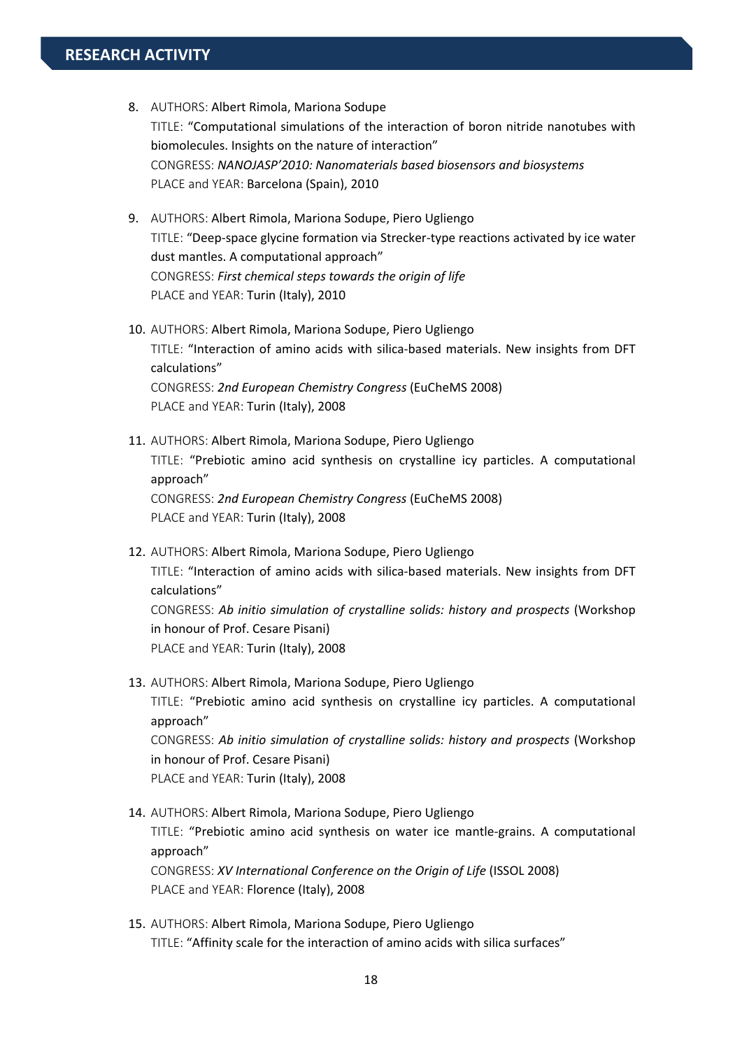## RESEARCH ACTIVITY

8. AUTHORS: Albert Rimola, Mariona Sodupe
   TITLE: "Computational simulations of the interaction of boron nitride nanotubes with biomolecules. Insights on the nature of interaction"
   CONGRESS: *NANOJASP'2010: Nanomaterials based biosensors and biosystems*
   PLACE and YEAR: Barcelona (Spain), 2010

9. AUTHORS: Albert Rimola, Mariona Sodupe, Piero Ugliengo
   TITLE: "Deep-space glycine formation via Strecker-type reactions activated by ice water dust mantles. A computational approach"
   CONGRESS: *First chemical steps towards the origin of life*
   PLACE and YEAR: Turin (Italy), 2010

10. AUTHORS: Albert Rimola, Mariona Sodupe, Piero Ugliengo
    TITLE: "Interaction of amino acids with silica-based materials. New insights from DFT calculations"
    CONGRESS: *2nd European Chemistry Congress* (EuCheMS 2008)
    PLACE and YEAR: Turin (Italy), 2008

11. AUTHORS: Albert Rimola, Mariona Sodupe, Piero Ugliengo
    TITLE: "Prebiotic amino acid synthesis on crystalline icy particles. A computational approach"
    CONGRESS: *2nd European Chemistry Congress* (EuCheMS 2008)
    PLACE and YEAR: Turin (Italy), 2008

12. AUTHORS: Albert Rimola, Mariona Sodupe, Piero Ugliengo
    TITLE: "Interaction of amino acids with silica-based materials. New insights from DFT calculations"
    CONGRESS: *Ab initio simulation of crystalline solids: history and prospects* (Workshop in honour of Prof. Cesare Pisani)
    PLACE and YEAR: Turin (Italy), 2008

13. AUTHORS: Albert Rimola, Mariona Sodupe, Piero Ugliengo
    TITLE: "Prebiotic amino acid synthesis on crystalline icy particles. A computational approach"
    CONGRESS: *Ab initio simulation of crystalline solids: history and prospects* (Workshop in honour of Prof. Cesare Pisani)
    PLACE and YEAR: Turin (Italy), 2008

14. AUTHORS: Albert Rimola, Mariona Sodupe, Piero Ugliengo
    TITLE: "Prebiotic amino acid synthesis on water ice mantle-grains. A computational approach"
    CONGRESS: *XV International Conference on the Origin of Life* (ISSOL 2008)
    PLACE and YEAR: Florence (Italy), 2008

15. AUTHORS: Albert Rimola, Mariona Sodupe, Piero Ugliengo
    TITLE: "Affinity scale for the interaction of amino acids with silica surfaces"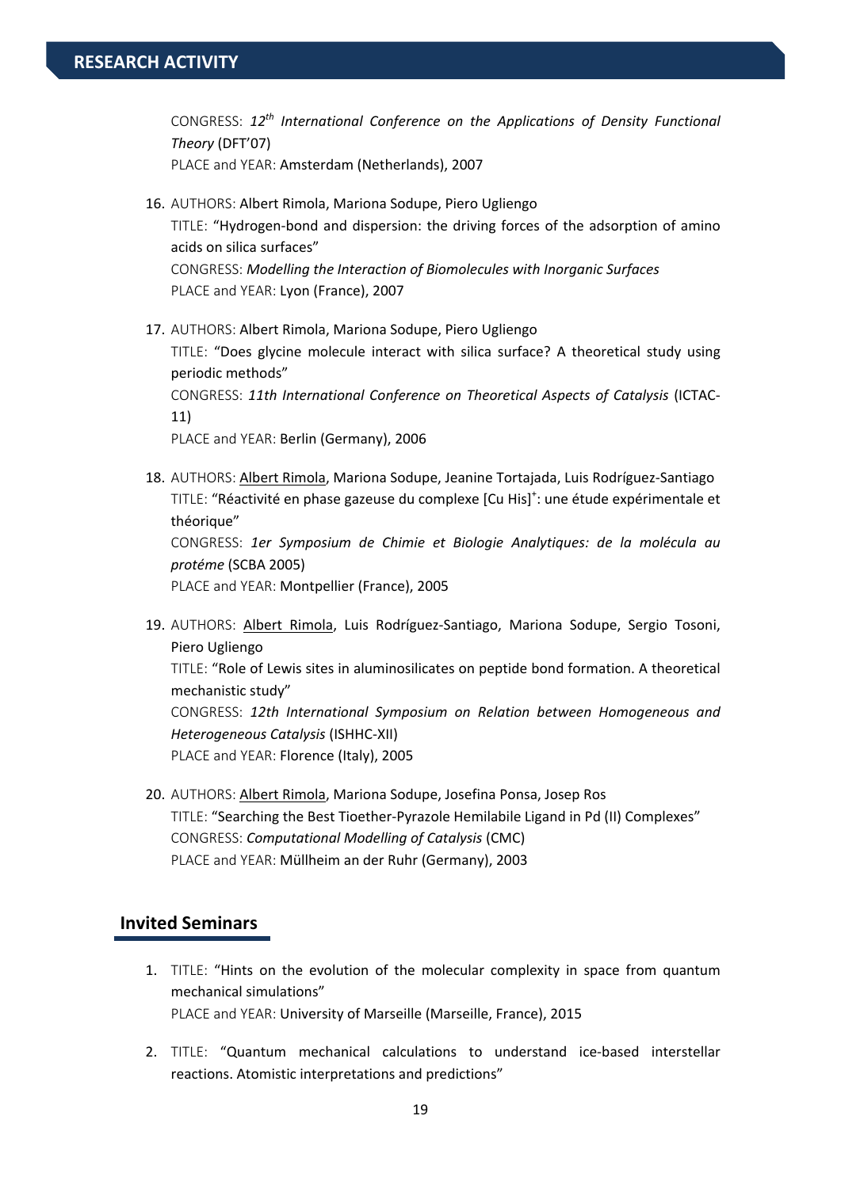CONGRESS: *12th International Conference on the Applications of Density Functional Theory* (DFT'07)
PLACE and YEAR: Amsterdam (Netherlands), 2007

16. AUTHORS: Albert Rimola, Mariona Sodupe, Piero Ugliengo
TITLE: "Hydrogen-bond and dispersion: the driving forces of the adsorption of amino acids on silica surfaces"
CONGRESS: *Modelling the Interaction of Biomolecules with Inorganic Surfaces*
PLACE and YEAR: Lyon (France), 2007

17. AUTHORS: Albert Rimola, Mariona Sodupe, Piero Ugliengo
TITLE: "Does glycine molecule interact with silica surface? A theoretical study using periodic methods"
CONGRESS: *11th International Conference on Theoretical Aspects of Catalysis* (ICTAC-11)
PLACE and YEAR: Berlin (Germany), 2006

18. AUTHORS: Albert Rimola, Mariona Sodupe, Jeanine Tortajada, Luis Rodríguez-Santiago
TITLE: "Réactivité en phase gazeuse du complexe $[Cu His]^+$: une étude expérimentale et théorique"
CONGRESS: *1er Symposium de Chimie et Biologie Analytiques: de la molécula au protéme* (SCBA 2005)
PLACE and YEAR: Montpellier (France), 2005

19. AUTHORS: Albert Rimola, Luis Rodríguez-Santiago, Mariona Sodupe, Sergio Tosoni, Piero Ugliengo
TITLE: "Role of Lewis sites in aluminosilicates on peptide bond formation. A theoretical mechanistic study"
CONGRESS: *12th International Symposium on Relation between Homogeneous and Heterogeneous Catalysis* (ISHHC-XII)
PLACE and YEAR: Florence (Italy), 2005

20. AUTHORS: Albert Rimola, Mariona Sodupe, Josefina Ponsa, Josep Ros
TITLE: "Searching the Best Tioether-Pyrazole Hemilabile Ligand in Pd (II) Complexes"
CONGRESS: *Computational Modelling of Catalysis* (CMC)
PLACE and YEAR: Müllheim an der Ruhr (Germany), 2003

## Invited Seminars

1. TITLE: "Hints on the evolution of the molecular complexity in space from quantum mechanical simulations"
PLACE and YEAR: University of Marseille (Marseille, France), 2015

2. TITLE: "Quantum mechanical calculations to understand ice-based interstellar reactions. Atomistic interpretations and predictions"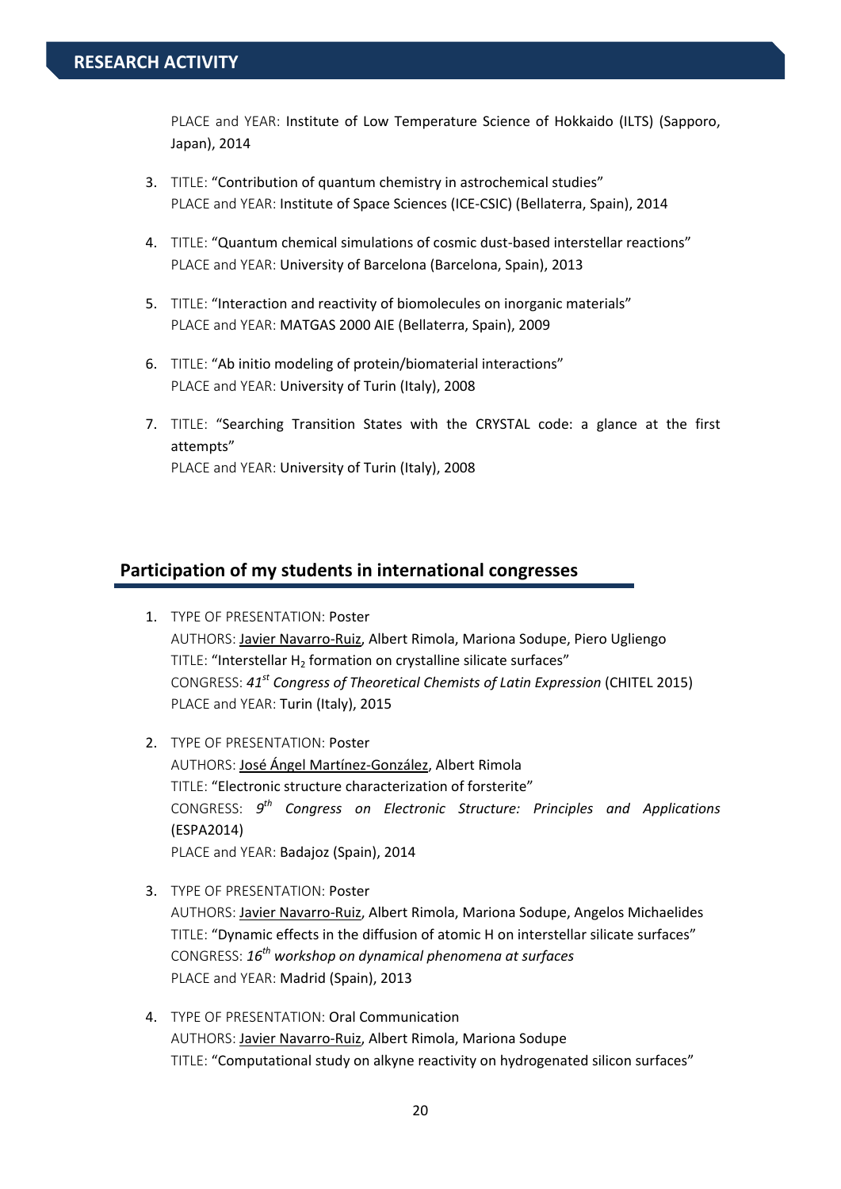PLACE and YEAR: Institute of Low Temperature Science of Hokkaido (ILTS) (Sapporo, Japan), 2014

3. TITLE: "Contribution of quantum chemistry in astrochemical studies"
   PLACE and YEAR: Institute of Space Sciences (ICE-CSIC) (Bellaterra, Spain), 2014

4. TITLE: "Quantum chemical simulations of cosmic dust-based interstellar reactions"
   PLACE and YEAR: University of Barcelona (Barcelona, Spain), 2013

5. TITLE: "Interaction and reactivity of biomolecules on inorganic materials"
   PLACE and YEAR: MATGAS 2000 AIE (Bellaterra, Spain), 2009

6. TITLE: "Ab initio modeling of protein/biomaterial interactions"
   PLACE and YEAR: University of Turin (Italy), 2008

7. TITLE: "Searching Transition States with the CRYSTAL code: a glance at the first attempts"
   PLACE and YEAR: University of Turin (Italy), 2008

## Participation of my students in international congresses

1. TYPE OF PRESENTATION: Poster
   AUTHORS: Javier Navarro-Ruiz, Albert Rimola, Mariona Sodupe, Piero Ugliengo
   TITLE: "Interstellar $H_2$ formation on crystalline silicate surfaces"
   CONGRESS: *41st Congress of Theoretical Chemists of Latin Expression* (CHITEL 2015)
   PLACE and YEAR: Turin (Italy), 2015

2. TYPE OF PRESENTATION: Poster
   AUTHORS: José Ángel Martínez-González, Albert Rimola
   TITLE: "Electronic structure characterization of forsterite"
   CONGRESS: *9th Congress on Electronic Structure: Principles and Applications* (ESPA2014)
   PLACE and YEAR: Badajoz (Spain), 2014

3. TYPE OF PRESENTATION: Poster
   AUTHORS: Javier Navarro-Ruiz, Albert Rimola, Mariona Sodupe, Angelos Michaelides
   TITLE: "Dynamic effects in the diffusion of atomic H on interstellar silicate surfaces"
   CONGRESS: *16th workshop on dynamical phenomena at surfaces*
   PLACE and YEAR: Madrid (Spain), 2013

4. TYPE OF PRESENTATION: Oral Communication
   AUTHORS: Javier Navarro-Ruiz, Albert Rimola, Mariona Sodupe
   TITLE: "Computational study on alkyne reactivity on hydrogenated silicon surfaces"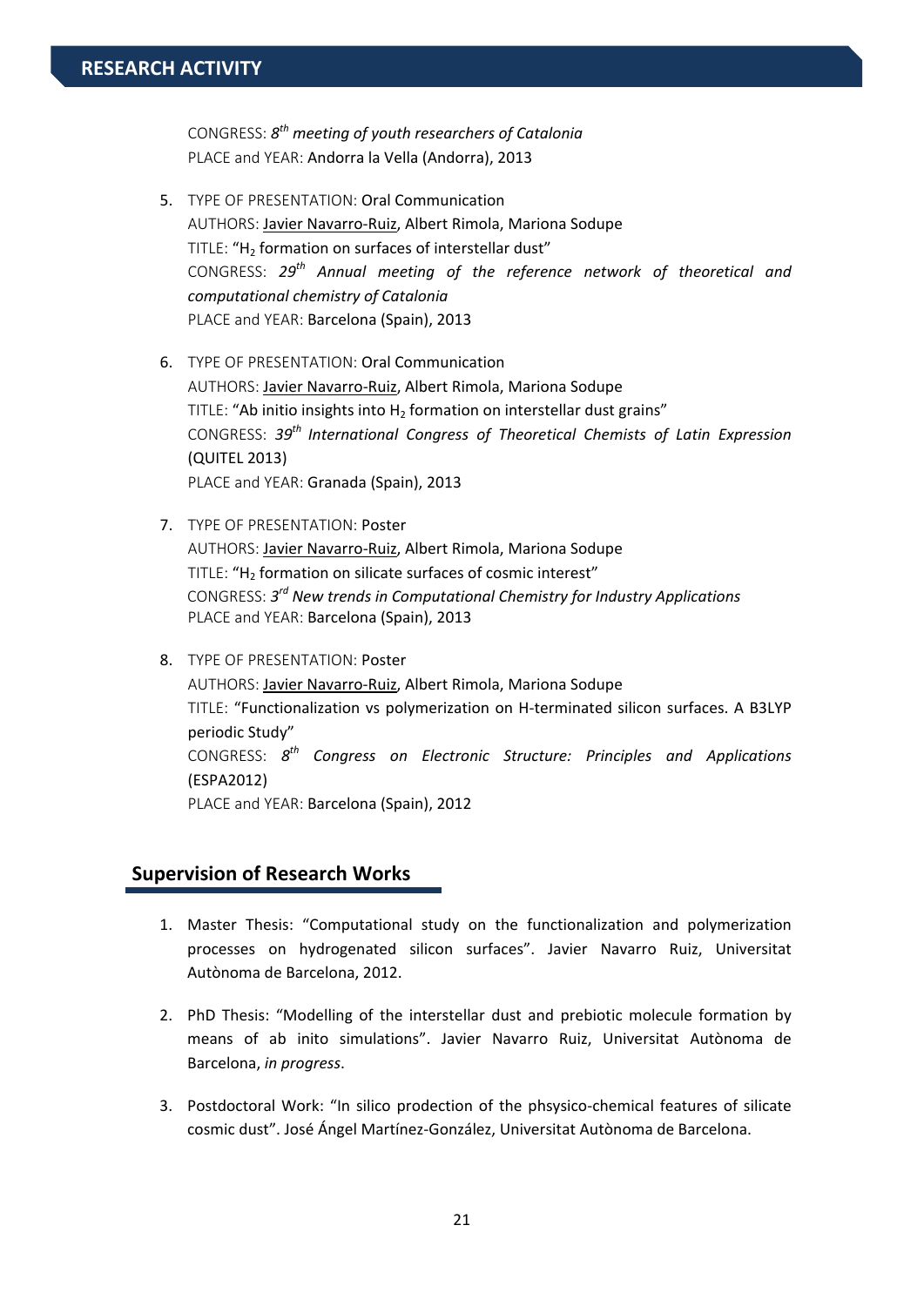CONGRESS: $8^{th}$ *meeting of youth researchers of Catalonia*
PLACE and YEAR: Andorra la Vella (Andorra), 2013

5. TYPE OF PRESENTATION: Oral Communication
   AUTHORS: <u>Javier Navarro-Ruiz</u>, Albert Rimola, Mariona Sodupe
   TITLE: "$H_2$ formation on surfaces of interstellar dust"
   CONGRESS: $29^{th}$ *Annual meeting of the reference network of theoretical and computational chemistry of Catalonia*
   PLACE and YEAR: Barcelona (Spain), 2013

6. TYPE OF PRESENTATION: Oral Communication
   AUTHORS: <u>Javier Navarro-Ruiz</u>, Albert Rimola, Mariona Sodupe
   TITLE: "Ab initio insights into $H_2$ formation on interstellar dust grains"
   CONGRESS: $39^{th}$ *International Congress of Theoretical Chemists of Latin Expression* (QUITEL 2013)
   PLACE and YEAR: Granada (Spain), 2013

7. TYPE OF PRESENTATION: Poster
   AUTHORS: <u>Javier Navarro-Ruiz</u>, Albert Rimola, Mariona Sodupe
   TITLE: "$H_2$ formation on silicate surfaces of cosmic interest"
   CONGRESS: $3^{rd}$ *New trends in Computational Chemistry for Industry Applications*
   PLACE and YEAR: Barcelona (Spain), 2013

8. TYPE OF PRESENTATION: Poster
   AUTHORS: <u>Javier Navarro-Ruiz</u>, Albert Rimola, Mariona Sodupe
   TITLE: "Functionalization vs polymerization on H-terminated silicon surfaces. A B3LYP periodic Study"
   CONGRESS: $8^{th}$ *Congress on Electronic Structure: Principles and Applications* (ESPA2012)
   PLACE and YEAR: Barcelona (Spain), 2012

## Supervision of Research Works

1. Master Thesis: "Computational study on the functionalization and polymerization processes on hydrogenated silicon surfaces". Javier Navarro Ruiz, Universitat Autònoma de Barcelona, 2012.

2. PhD Thesis: "Modelling of the interstellar dust and prebiotic molecule formation by means of ab initio simulations". Javier Navarro Ruiz, Universitat Autònoma de Barcelona, *in progress*.

3. Postdoctoral Work: "In silico prodection of the phsysico-chemical features of silicate cosmic dust". José Ángel Martínez-González, Universitat Autònoma de Barcelona.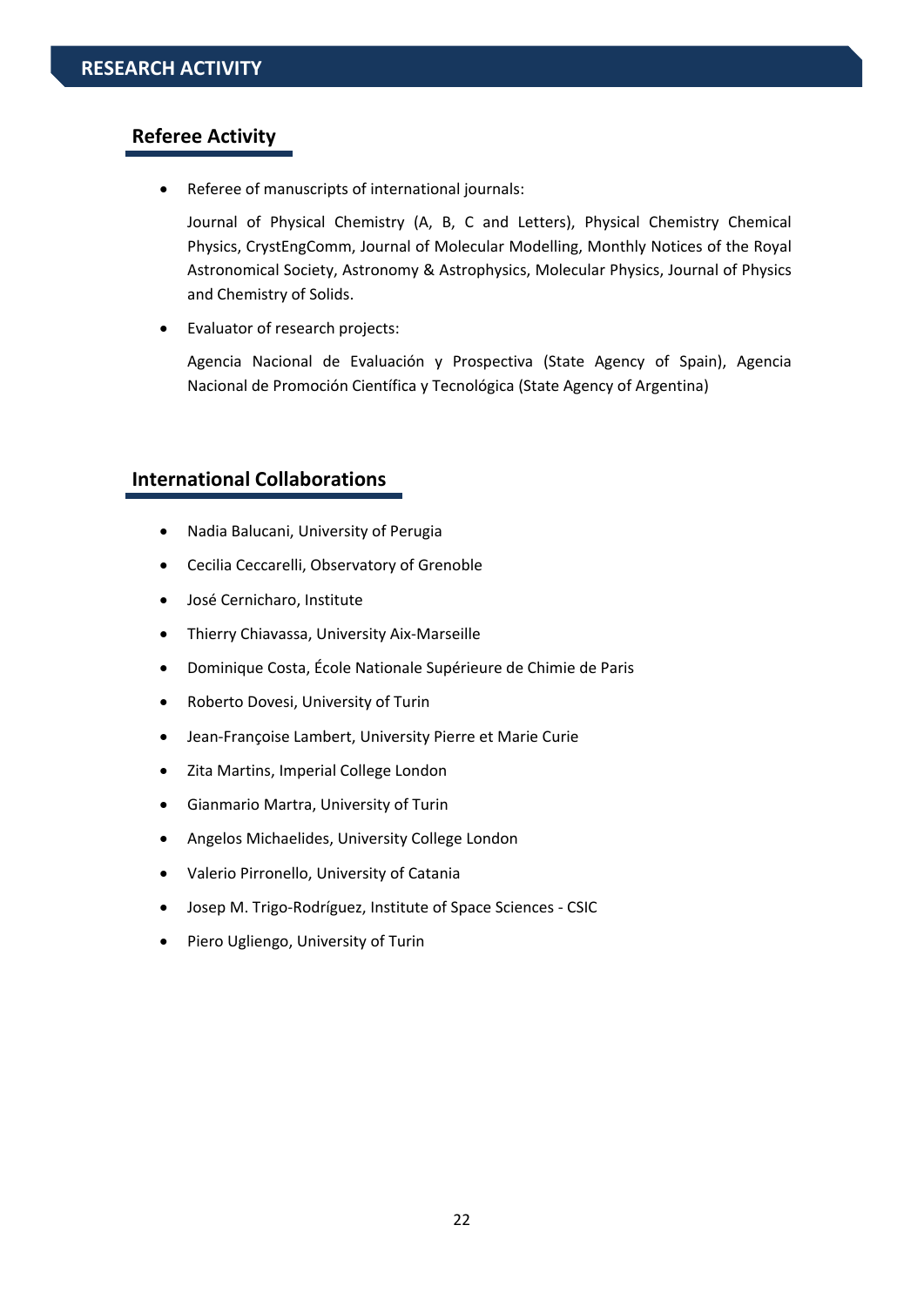# RESEARCH ACTIVITY

## Referee Activity

- Referee of manuscripts of international journals:

  Journal of Physical Chemistry (A, B, C and Letters), Physical Chemistry Chemical Physics, CrystEngComm, Journal of Molecular Modelling, Monthly Notices of the Royal Astronomical Society, Astronomy & Astrophysics, Molecular Physics, Journal of Physics and Chemistry of Solids.

- Evaluator of research projects:

  Agencia Nacional de Evaluación y Prospectiva (State Agency of Spain), Agencia Nacional de Promoción Científica y Tecnológica (State Agency of Argentina)

## International Collaborations

- Nadia Balucani, University of Perugia
- Cecilia Ceccarelli, Observatory of Grenoble
- José Cernicharo, Institute
- Thierry Chiavassa, University Aix-Marseille
- Dominique Costa, École Nationale Supérieure de Chimie de Paris
- Roberto Dovesi, University of Turin
- Jean-Françoise Lambert, University Pierre et Marie Curie
- Zita Martins, Imperial College London
- Gianmario Martra, University of Turin
- Angelos Michaelides, University College London
- Valerio Pirronello, University of Catania
- Josep M. Trigo-Rodríguez, Institute of Space Sciences - CSIC
- Piero Ugliengo, University of Turin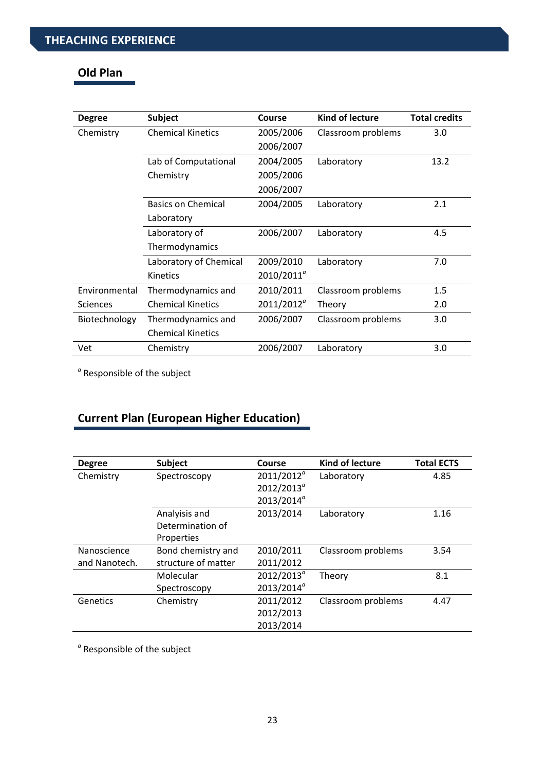## THEACHING EXPERIENCE

### Old Plan

| Degree | Subject | Course | Kind of lecture | Total credits |
|---|---|---|---|---|
| Chemistry | Chemical Kinetics | 2005/2006<br>2006/2007 | Classroom problems | 3.0 |
| | Lab of Computational Chemistry | 2004/2005<br>2005/2006<br>2006/2007 | Laboratory | 13.2 |
| | Basics on Chemical Laboratory | 2004/2005 | Laboratory | 2.1 |
| | Laboratory of Thermodynamics | 2006/2007 | Laboratory | 4.5 |
| | Laboratory of Chemical Kinetics | 2009/2010<br>2010/2011[a] | Laboratory | 7.0 |
| Environmental Sciences | Thermodynamics and Chemical Kinetics | 2010/2011<br>2011/2012[a] | Classroom problems<br>Theory | 1.5<br>2.0 |
| Biotechnology | Thermodynamics and Chemical Kinetics | 2006/2007 | Classroom problems | 3.0 |
| Vet | Chemistry | 2006/2007 | Laboratory | 3.0 |

[a] Responsible of the subject

### Current Plan (European Higher Education)

| Degree | Subject | Course | Kind of lecture | Total ECTS |
|---|---|---|---|---|
| Chemistry | Spectroscopy | 2011/2012[a]<br>2012/2013[a]<br>2013/2014[a] | Laboratory | 4.85 |
| | Analyisis and Determination of Properties | 2013/2014 | Laboratory | 1.16 |
| Nanoscience and Nanotech. | Bond chemistry and structure of matter | 2010/2011<br>2011/2012 | Classroom problems | 3.54 |
| | Molecular Spectroscopy | 2012/2013[a]<br>2013/2014[a] | Theory | 8.1 |
| Genetics | Chemistry | 2011/2012<br>2012/2013<br>2013/2014 | Classroom problems | 4.47 |

[a] Responsible of the subject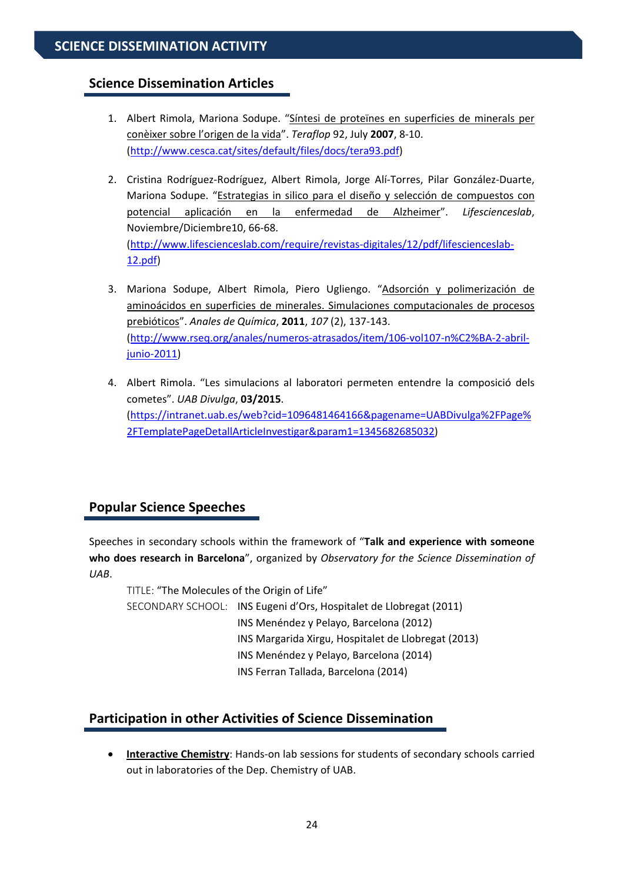# SCIENCE DISSEMINATION ACTIVITY

## Science Dissemination Articles

1. Albert Rimola, Mariona Sodupe. "Síntesi de proteïnes en superficies de minerals per conèixer sobre l'origen de la vida". *Teraflop* 92, July **2007**, 8-10. (http://www.cesca.cat/sites/default/files/docs/tera93.pdf)

2. Cristina Rodríguez-Rodríguez, Albert Rimola, Jorge Alí-Torres, Pilar González-Duarte, Mariona Sodupe. "Estrategias in silico para el diseño y selección de compuestos con potencial aplicación en la enfermedad de Alzheimer". *Lifescienceslab*, Noviembre/Diciembre10, 66-68. (http://www.lifescienceslab.com/require/revistas-digitales/12/pdf/lifescienceslab-12.pdf)

3. Mariona Sodupe, Albert Rimola, Piero Ugliengo. "Adsorción y polimerización de aminoácidos en superficies de minerales. Simulaciones computacionales de procesos prebióticos". *Anales de Química*, **2011**, *107* (2), 137-143. (http://www.rseq.org/anales/numeros-atrasados/item/106-vol107-n%C2%BA-2-abril-junio-2011)

4. Albert Rimola. "Les simulacions al laboratori permeten entendre la composició dels cometes". *UAB Divulga*, **03/2015**. (https://intranet.uab.es/web?cid=1096481464166&pagename=UABDivulga%2FPage%2FTemplatePageDetallArticleInvestigar&param1=1345682685032)

## Popular Science Speeches

Speeches in secondary schools within the framework of "**Talk and experience with someone who does research in Barcelona**", organized by *Observatory for the Science Dissemination of UAB*.

TITLE: "The Molecules of the Origin of Life"

SECONDARY SCHOOL:
- INS Eugeni d'Ors, Hospitalet de Llobregat (2011)
- INS Menéndez y Pelayo, Barcelona (2012)
- INS Margarida Xirgu, Hospitalet de Llobregat (2013)
- INS Menéndez y Pelayo, Barcelona (2014)
- INS Ferran Tallada, Barcelona (2014)

## Participation in other Activities of Science Dissemination

- **Interactive Chemistry**: Hands-on lab sessions for students of secondary schools carried out in laboratories of the Dep. Chemistry of UAB.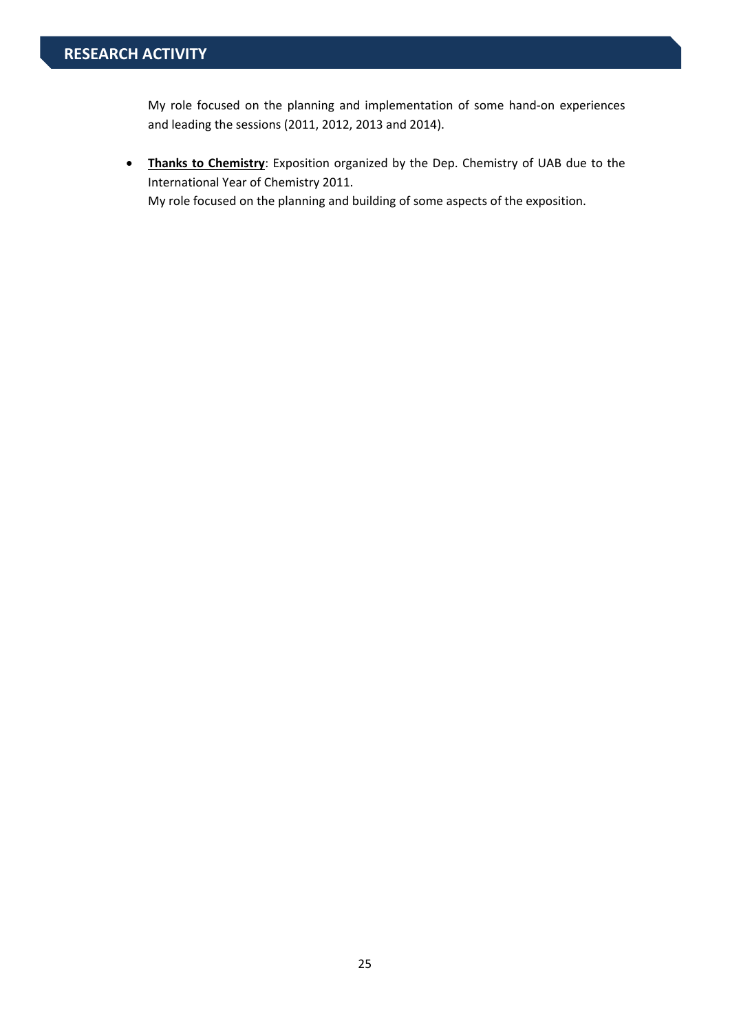## RESEARCH ACTIVITY

My role focused on the planning and implementation of some hand-on experiences and leading the sessions (2011, 2012, 2013 and 2014).

- **Thanks to Chemistry**: Exposition organized by the Dep. Chemistry of UAB due to the International Year of Chemistry 2011.
  My role focused on the planning and building of some aspects of the exposition.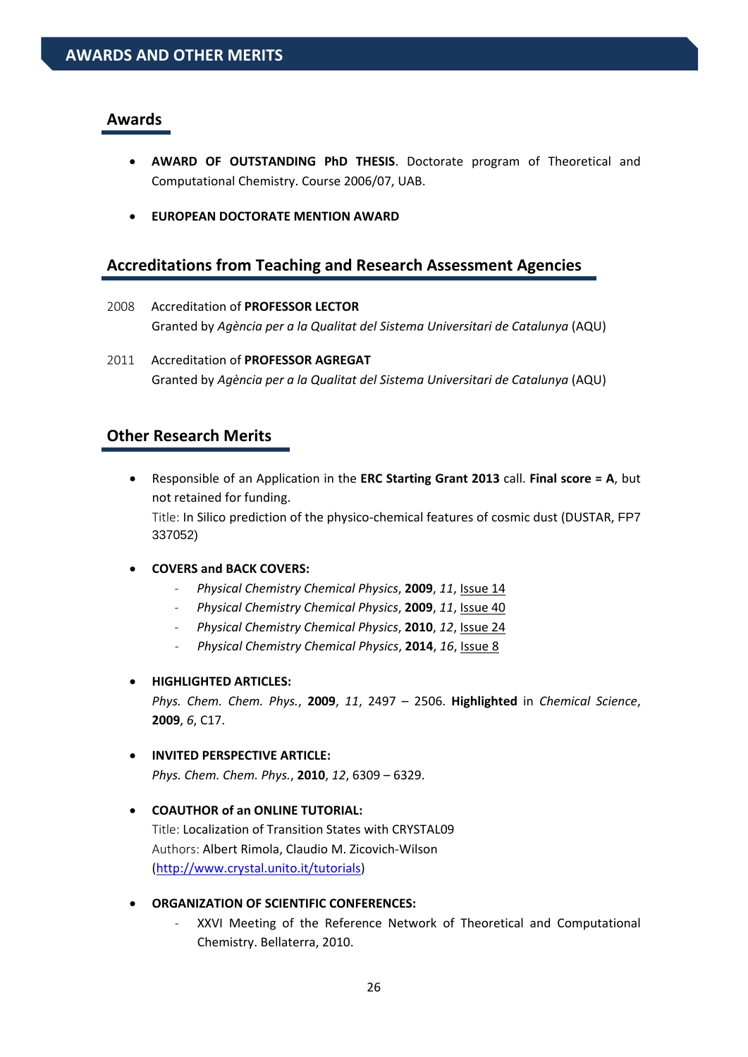# AWARDS AND OTHER MERITS

## Awards

- **AWARD OF OUTSTANDING PhD THESIS**. Doctorate program of Theoretical and Computational Chemistry. Course 2006/07, UAB.
- **EUROPEAN DOCTORATE MENTION AWARD**

## Accreditations from Teaching and Research Assessment Agencies

2008 Accreditation of **PROFESSOR LECTOR**
Granted by *Agència per a la Qualitat del Sistema Universitari de Catalunya* (AQU)

2011 Accreditation of **PROFESSOR AGREGAT**
Granted by *Agència per a la Qualitat del Sistema Universitari de Catalunya* (AQU)

## Other Research Merits

- Responsible of an Application in the **ERC Starting Grant 2013** call. **Final score = A**, but not retained for funding.
  Title: In Silico prediction of the physico-chemical features of cosmic dust (DUSTAR, FP7 337052)

- **COVERS and BACK COVERS:**
  - *Physical Chemistry Chemical Physics*, **2009**, *11*, Issue 14
  - *Physical Chemistry Chemical Physics*, **2009**, *11*, Issue 40
  - *Physical Chemistry Chemical Physics*, **2010**, *12*, Issue 24
  - *Physical Chemistry Chemical Physics*, **2014**, *16*, Issue 8

- **HIGHLIGHTED ARTICLES:**
  *Phys. Chem. Chem. Phys.*, **2009**, *11*, 2497 – 2506. **Highlighted** in *Chemical Science*, **2009**, *6*, C17.

- **INVITED PERSPECTIVE ARTICLE:**
  *Phys. Chem. Chem. Phys.*, **2010**, *12*, 6309 – 6329.

- **COAUTHOR of an ONLINE TUTORIAL:**
  Title: Localization of Transition States with CRYSTAL09
  Authors: Albert Rimola, Claudio M. Zicovich-Wilson
  (http://www.crystal.unito.it/tutorials)

- **ORGANIZATION OF SCIENTIFIC CONFERENCES:**
  - XXVI Meeting of the Reference Network of Theoretical and Computational Chemistry. Bellaterra, 2010.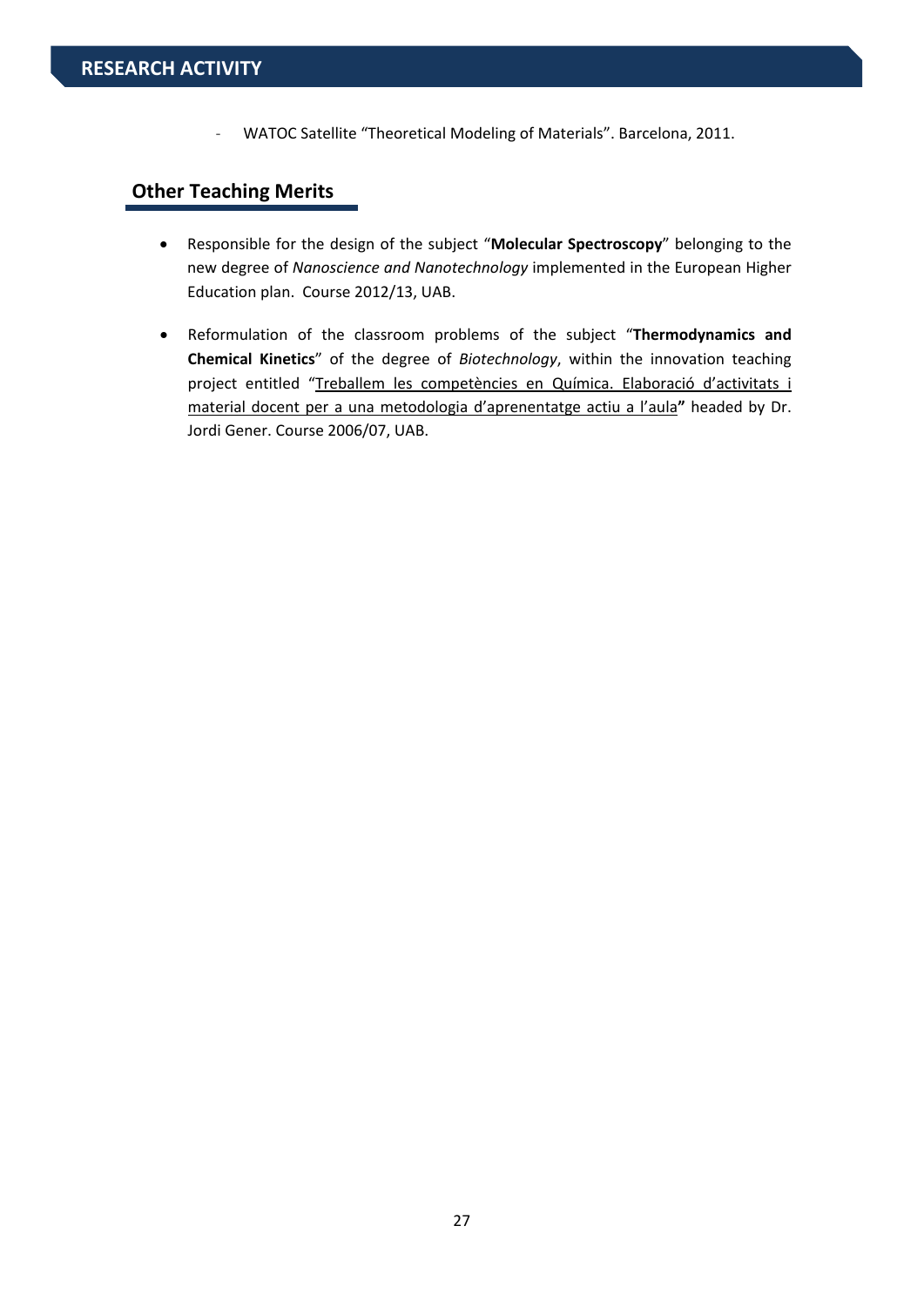- WATOC Satellite "Theoretical Modeling of Materials". Barcelona, 2011.

## Other Teaching Merits

- Responsible for the design of the subject "**Molecular Spectroscopy**" belonging to the new degree of *Nanoscience and Nanotechnology* implemented in the European Higher Education plan. Course 2012/13, UAB.

- Reformulation of the classroom problems of the subject "**Thermodynamics and Chemical Kinetics**" of the degree of *Biotechnology*, within the innovation teaching project entitled "Treballem les competències en Química. Elaboració d'activitats i material docent per a una metodologia d'aprenentatge actiu a l'aula**"** headed by Dr. Jordi Gener. Course 2006/07, UAB.